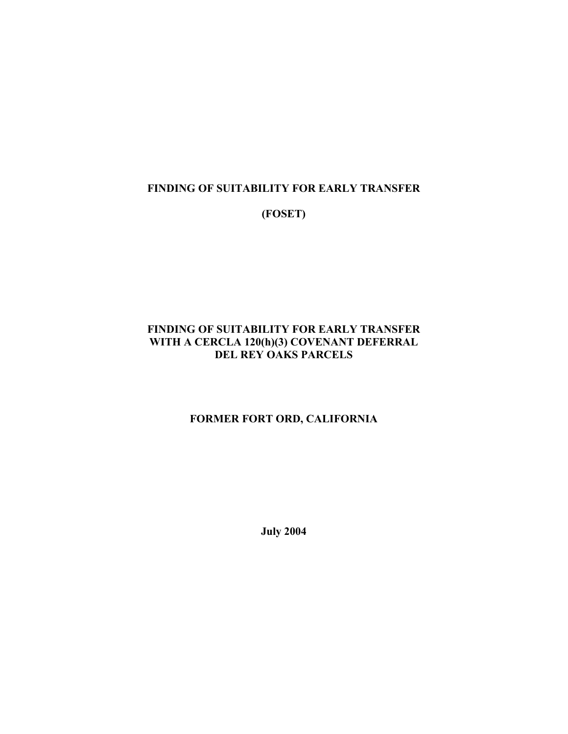# FINDING OF SUITABILITY FOR EARLY TRANSFER

# (FOSET)

## FINDING OF SUITABILITY FOR EARLY TRANSFER WITH A CERCLA 120(h)(3) COVENANT DEFERRAL DEL REY OAKS PARCELS

## FORMER FORT ORD, CALIFORNIA

**July 2004**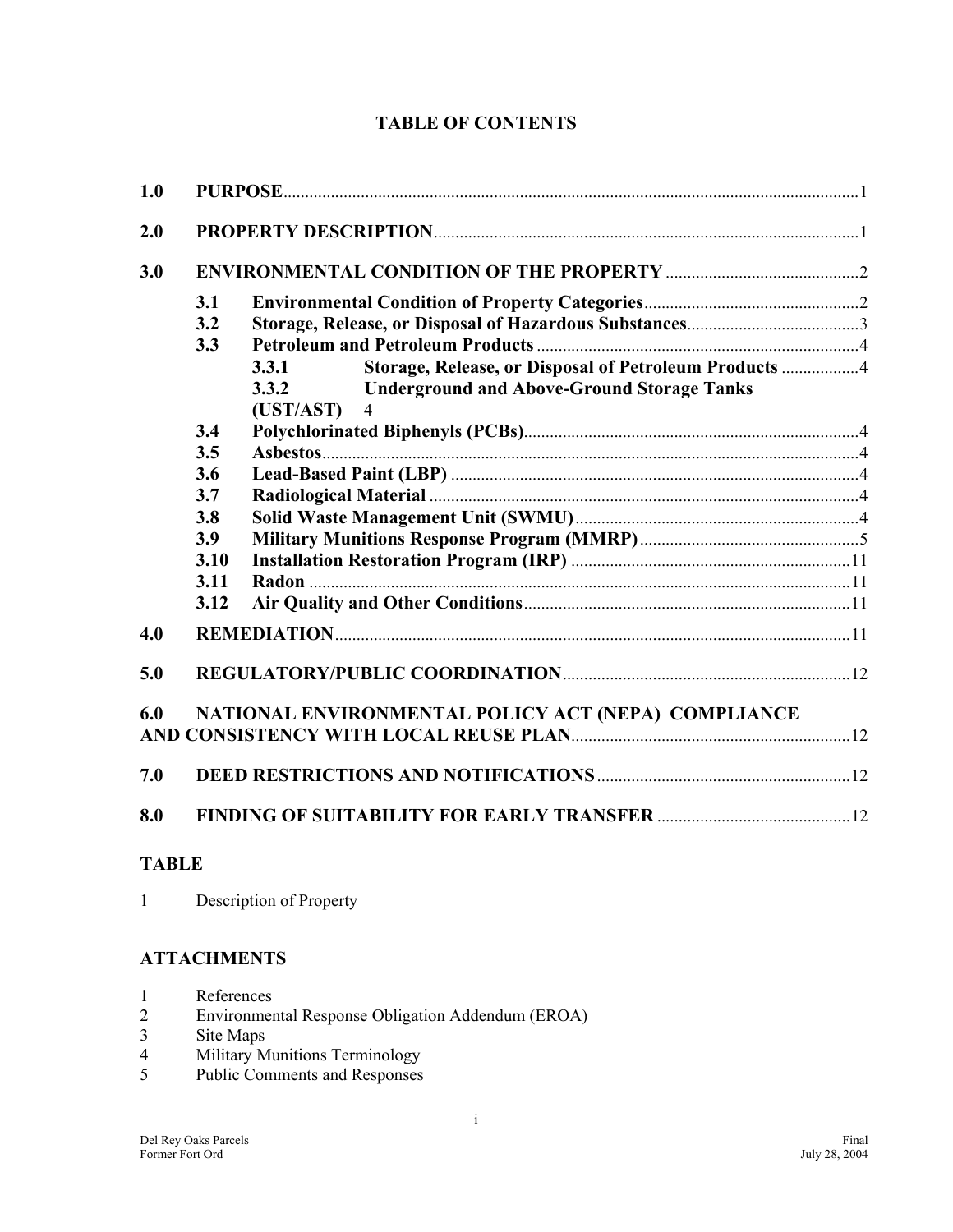# TABLE OF CONTENTS

| | | | |
|---|---|---|---|
| **1.0** | **PURPOSE** | | 1 |
| **2.0** | **PROPERTY DESCRIPTION** | | 1 |
| **3.0** | **ENVIRONMENTAL CONDITION OF THE PROPERTY** | | 2 |
| | **3.1** | **Environmental Condition of Property Categories** | 2 |
| | **3.2** | **Storage, Release, or Disposal of Hazardous Substances** | 3 |
| | **3.3** | **Petroleum and Petroleum Products** | 4 |
| | | **3.3.1 Storage, Release, or Disposal of Petroleum Products** | 4 |
| | | **3.3.2 Underground and Above-Ground Storage Tanks (UST/AST)** | 4 |
| | **3.4** | **Polychlorinated Biphenyls (PCBs)** | 4 |
| | **3.5** | **Asbestos** | 4 |
| | **3.6** | **Lead-Based Paint (LBP)** | 4 |
| | **3.7** | **Radiological Material** | 4 |
| | **3.8** | **Solid Waste Management Unit (SWMU)** | 4 |
| | **3.9** | **Military Munitions Response Program (MMRP)** | 5 |
| | **3.10** | **Installation Restoration Program (IRP)** | 11 |
| | **3.11** | **Radon** | 11 |
| | **3.12** | **Air Quality and Other Conditions** | 11 |
| **4.0** | **REMEDIATION** | | 11 |
| **5.0** | **REGULATORY/PUBLIC COORDINATION** | | 12 |
| **6.0** | **NATIONAL ENVIRONMENTAL POLICY ACT (NEPA) COMPLIANCE AND CONSISTENCY WITH LOCAL REUSE PLAN** | | 12 |
| **7.0** | **DEED RESTRICTIONS AND NOTIFICATIONS** | | 12 |
| **8.0** | **FINDING OF SUITABILITY FOR EARLY TRANSFER** | | 12 |

## TABLE

1 Description of Property

## ATTACHMENTS

1 References
2 Environmental Response Obligation Addendum (EROA)
3 Site Maps
4 Military Munitions Terminology
5 Public Comments and Responses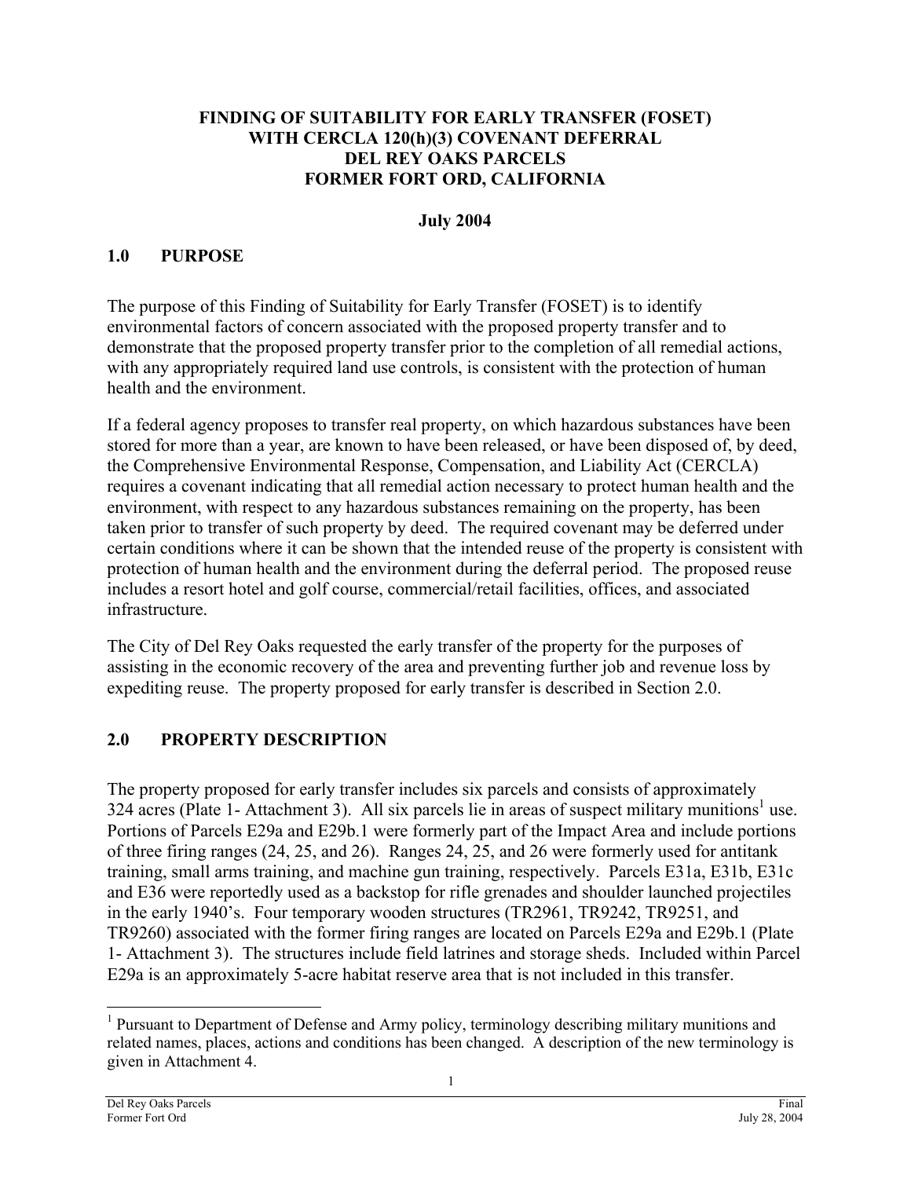**FINDING OF SUITABILITY FOR EARLY TRANSFER (FOSET)**
**WITH CERCLA 120(h)(3) COVENANT DEFERRAL**
**DEL REY OAKS PARCELS**
**FORMER FORT ORD, CALIFORNIA**

**July 2004**

## 1.0 PURPOSE

The purpose of this Finding of Suitability for Early Transfer (FOSET) is to identify environmental factors of concern associated with the proposed property transfer and to demonstrate that the proposed property transfer prior to the completion of all remedial actions, with any appropriately required land use controls, is consistent with the protection of human health and the environment.

If a federal agency proposes to transfer real property, on which hazardous substances have been stored for more than a year, are known to have been released, or have been disposed of, by deed, the Comprehensive Environmental Response, Compensation, and Liability Act (CERCLA) requires a covenant indicating that all remedial action necessary to protect human health and the environment, with respect to any hazardous substances remaining on the property, has been taken prior to transfer of such property by deed. The required covenant may be deferred under certain conditions where it can be shown that the intended reuse of the property is consistent with protection of human health and the environment during the deferral period. The proposed reuse includes a resort hotel and golf course, commercial/retail facilities, offices, and associated infrastructure.

The City of Del Rey Oaks requested the early transfer of the property for the purposes of assisting in the economic recovery of the area and preventing further job and revenue loss by expediting reuse. The property proposed for early transfer is described in Section 2.0.

## 2.0 PROPERTY DESCRIPTION

The property proposed for early transfer includes six parcels and consists of approximately 324 acres (Plate 1- Attachment 3). All six parcels lie in areas of suspect military munitions[1] use. Portions of Parcels E29a and E29b.1 were formerly part of the Impact Area and include portions of three firing ranges (24, 25, and 26). Ranges 24, 25, and 26 were formerly used for antitank training, small arms training, and machine gun training, respectively. Parcels E31a, E31b, E31c and E36 were reportedly used as a backstop for rifle grenades and shoulder launched projectiles in the early 1940's. Four temporary wooden structures (TR2961, TR9242, TR9251, and TR9260) associated with the former firing ranges are located on Parcels E29a and E29b.1 (Plate 1- Attachment 3). The structures include field latrines and storage sheds. Included within Parcel E29a is an approximately 5-acre habitat reserve area that is not included in this transfer.

[1] Pursuant to Department of Defense and Army policy, terminology describing military munitions and related names, places, actions and conditions has been changed. A description of the new terminology is given in Attachment 4.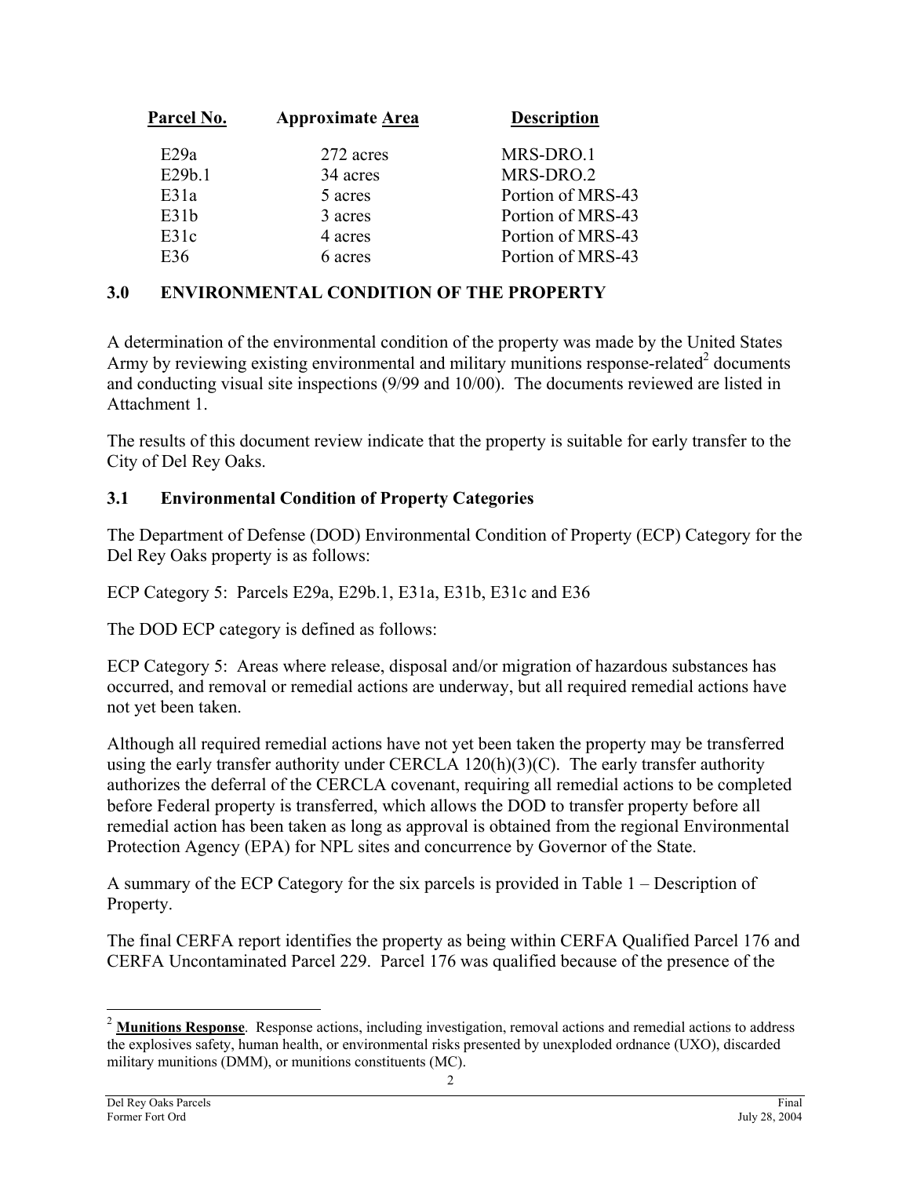| Parcel No. | Approximate Area | Description |
|---|---|---|
| E29a | 272 acres | MRS-DRO.1 |
| E29b.1 | 34 acres | MRS-DRO.2 |
| E31a | 5 acres | Portion of MRS-43 |
| E31b | 3 acres | Portion of MRS-43 |
| E31c | 4 acres | Portion of MRS-43 |
| E36 | 6 acres | Portion of MRS-43 |

## 3.0 ENVIRONMENTAL CONDITION OF THE PROPERTY

A determination of the environmental condition of the property was made by the United States Army by reviewing existing environmental and military munitions response-related[2] documents and conducting visual site inspections (9/99 and 10/00). The documents reviewed are listed in Attachment 1.

The results of this document review indicate that the property is suitable for early transfer to the City of Del Rey Oaks.

### 3.1 Environmental Condition of Property Categories

The Department of Defense (DOD) Environmental Condition of Property (ECP) Category for the Del Rey Oaks property is as follows:

ECP Category 5: Parcels E29a, E29b.1, E31a, E31b, E31c and E36

The DOD ECP category is defined as follows:

ECP Category 5: Areas where release, disposal and/or migration of hazardous substances has occurred, and removal or remedial actions are underway, but all required remedial actions have not yet been taken.

Although all required remedial actions have not yet been taken the property may be transferred using the early transfer authority under CERCLA 120(h)(3)(C). The early transfer authority authorizes the deferral of the CERCLA covenant, requiring all remedial actions to be completed before Federal property is transferred, which allows the DOD to transfer property before all remedial action has been taken as long as approval is obtained from the regional Environmental Protection Agency (EPA) for NPL sites and concurrence by Governor of the State.

A summary of the ECP Category for the six parcels is provided in Table 1 – Description of Property.

The final CERFA report identifies the property as being within CERFA Qualified Parcel 176 and CERFA Uncontaminated Parcel 229. Parcel 176 was qualified because of the presence of the

[2] **Munitions Response**. Response actions, including investigation, removal actions and remedial actions to address the explosives safety, human health, or environmental risks presented by unexploded ordnance (UXO), discarded military munitions (DMM), or munitions constituents (MC).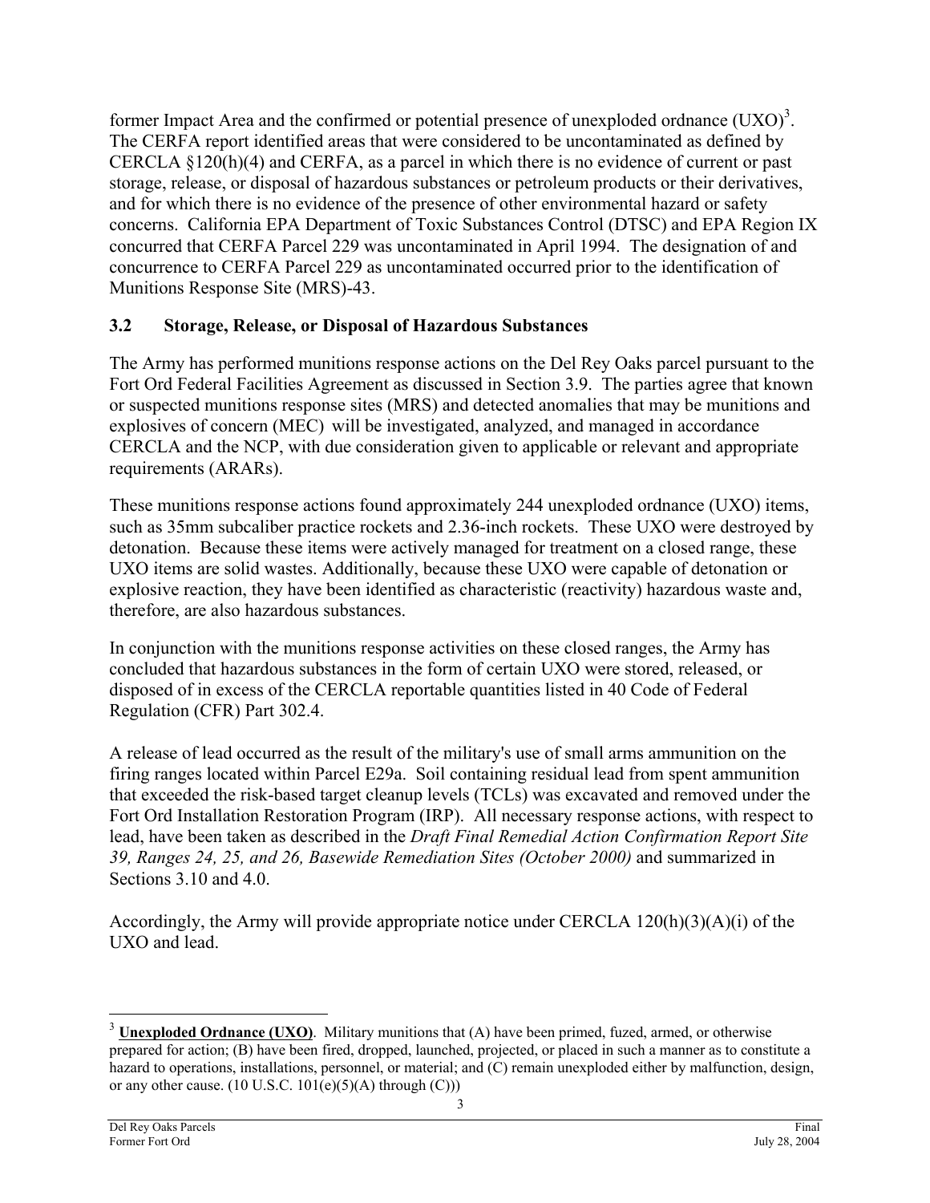former Impact Area and the confirmed or potential presence of unexploded ordnance (UXO)[3]. The CERFA report identified areas that were considered to be uncontaminated as defined by CERCLA §120(h)(4) and CERFA, as a parcel in which there is no evidence of current or past storage, release, or disposal of hazardous substances or petroleum products or their derivatives, and for which there is no evidence of the presence of other environmental hazard or safety concerns. California EPA Department of Toxic Substances Control (DTSC) and EPA Region IX concurred that CERFA Parcel 229 was uncontaminated in April 1994. The designation of and concurrence to CERFA Parcel 229 as uncontaminated occurred prior to the identification of Munitions Response Site (MRS)-43.

### 3.2 Storage, Release, or Disposal of Hazardous Substances

The Army has performed munitions response actions on the Del Rey Oaks parcel pursuant to the Fort Ord Federal Facilities Agreement as discussed in Section 3.9. The parties agree that known or suspected munitions response sites (MRS) and detected anomalies that may be munitions and explosives of concern (MEC) will be investigated, analyzed, and managed in accordance CERCLA and the NCP, with due consideration given to applicable or relevant and appropriate requirements (ARARs).

These munitions response actions found approximately 244 unexploded ordnance (UXO) items, such as 35mm subcaliber practice rockets and 2.36-inch rockets. These UXO were destroyed by detonation. Because these items were actively managed for treatment on a closed range, these UXO items are solid wastes. Additionally, because these UXO were capable of detonation or explosive reaction, they have been identified as characteristic (reactivity) hazardous waste and, therefore, are also hazardous substances.

In conjunction with the munitions response activities on these closed ranges, the Army has concluded that hazardous substances in the form of certain UXO were stored, released, or disposed of in excess of the CERCLA reportable quantities listed in 40 Code of Federal Regulation (CFR) Part 302.4.

A release of lead occurred as the result of the military's use of small arms ammunition on the firing ranges located within Parcel E29a. Soil containing residual lead from spent ammunition that exceeded the risk-based target cleanup levels (TCLs) was excavated and removed under the Fort Ord Installation Restoration Program (IRP). All necessary response actions, with respect to lead, have been taken as described in the *Draft Final Remedial Action Confirmation Report Site 39, Ranges 24, 25, and 26, Basewide Remediation Sites (October 2000)* and summarized in Sections 3.10 and 4.0.

Accordingly, the Army will provide appropriate notice under CERCLA 120(h)(3)(A)(i) of the UXO and lead.

---

[3] **Unexploded Ordnance (UXO)**. Military munitions that (A) have been primed, fuzed, armed, or otherwise prepared for action; (B) have been fired, dropped, launched, projected, or placed in such a manner as to constitute a hazard to operations, installations, personnel, or material; and (C) remain unexploded either by malfunction, design, or any other cause. (10 U.S.C. 101(e)(5)(A) through (C)))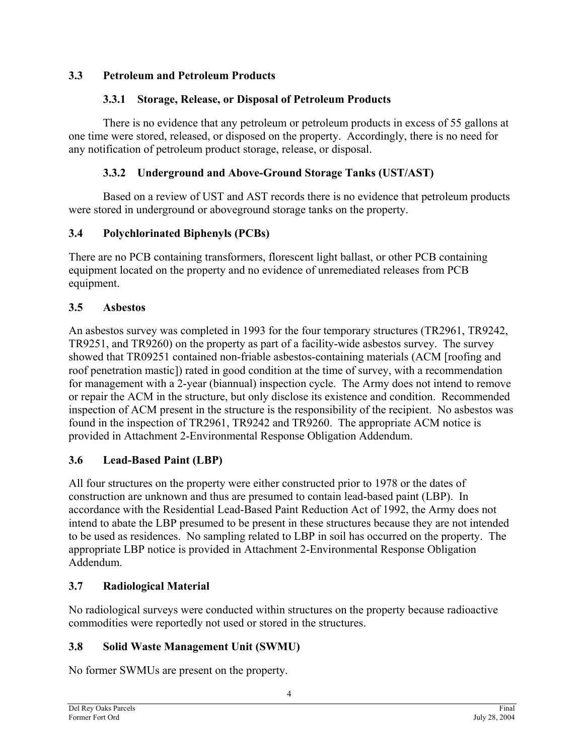### 3.3 Petroleum and Petroleum Products

#### 3.3.1 Storage, Release, or Disposal of Petroleum Products

There is no evidence that any petroleum or petroleum products in excess of 55 gallons at one time were stored, released, or disposed on the property. Accordingly, there is no need for any notification of petroleum product storage, release, or disposal.

#### 3.3.2 Underground and Above-Ground Storage Tanks (UST/AST)

Based on a review of UST and AST records there is no evidence that petroleum products were stored in underground or aboveground storage tanks on the property.

### 3.4 Polychlorinated Biphenyls (PCBs)

There are no PCB containing transformers, florescent light ballast, or other PCB containing equipment located on the property and no evidence of unremediated releases from PCB equipment.

### 3.5 Asbestos

An asbestos survey was completed in 1993 for the four temporary structures (TR2961, TR9242, TR9251, and TR9260) on the property as part of a facility-wide asbestos survey. The survey showed that TR09251 contained non-friable asbestos-containing materials (ACM [roofing and roof penetration mastic]) rated in good condition at the time of survey, with a recommendation for management with a 2-year (biannual) inspection cycle. The Army does not intend to remove or repair the ACM in the structure, but only disclose its existence and condition. Recommended inspection of ACM present in the structure is the responsibility of the recipient. No asbestos was found in the inspection of TR2961, TR9242 and TR9260. The appropriate ACM notice is provided in Attachment 2-Environmental Response Obligation Addendum.

### 3.6 Lead-Based Paint (LBP)

All four structures on the property were either constructed prior to 1978 or the dates of construction are unknown and thus are presumed to contain lead-based paint (LBP). In accordance with the Residential Lead-Based Paint Reduction Act of 1992, the Army does not intend to abate the LBP presumed to be present in these structures because they are not intended to be used as residences. No sampling related to LBP in soil has occurred on the property. The appropriate LBP notice is provided in Attachment 2-Environmental Response Obligation Addendum.

### 3.7 Radiological Material

No radiological surveys were conducted within structures on the property because radioactive commodities were reportedly not used or stored in the structures.

### 3.8 Solid Waste Management Unit (SWMU)

No former SWMUs are present on the property.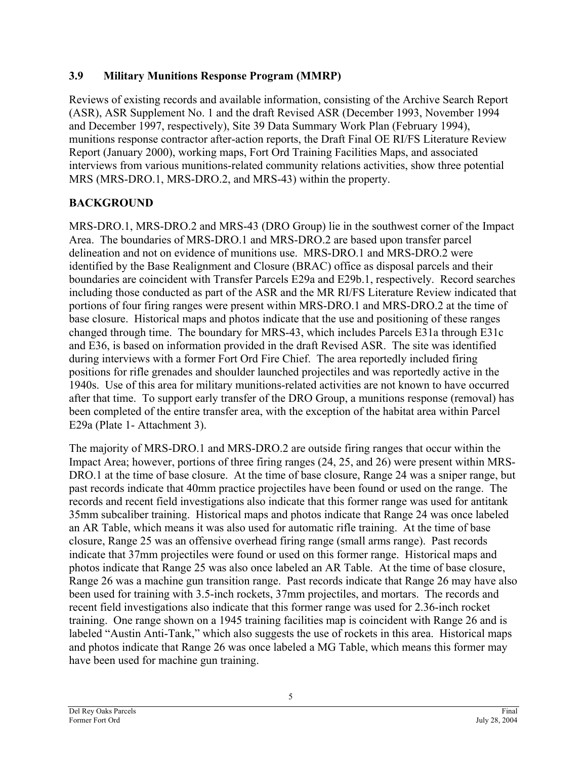### 3.9 Military Munitions Response Program (MMRP)

Reviews of existing records and available information, consisting of the Archive Search Report (ASR), ASR Supplement No. 1 and the draft Revised ASR (December 1993, November 1994 and December 1997, respectively), Site 39 Data Summary Work Plan (February 1994), munitions response contractor after-action reports, the Draft Final OE RI/FS Literature Review Report (January 2000), working maps, Fort Ord Training Facilities Maps, and associated interviews from various munitions-related community relations activities, show three potential MRS (MRS-DRO.1, MRS-DRO.2, and MRS-43) within the property.

**BACKGROUND**

MRS-DRO.1, MRS-DRO.2 and MRS-43 (DRO Group) lie in the southwest corner of the Impact Area. The boundaries of MRS-DRO.1 and MRS-DRO.2 are based upon transfer parcel delineation and not on evidence of munitions use. MRS-DRO.1 and MRS-DRO.2 were identified by the Base Realignment and Closure (BRAC) office as disposal parcels and their boundaries are coincident with Transfer Parcels E29a and E29b.1, respectively. Record searches including those conducted as part of the ASR and the MR RI/FS Literature Review indicated that portions of four firing ranges were present within MRS-DRO.1 and MRS-DRO.2 at the time of base closure. Historical maps and photos indicate that the use and positioning of these ranges changed through time. The boundary for MRS-43, which includes Parcels E31a through E31c and E36, is based on information provided in the draft Revised ASR. The site was identified during interviews with a former Fort Ord Fire Chief. The area reportedly included firing positions for rifle grenades and shoulder launched projectiles and was reportedly active in the 1940s. Use of this area for military munitions-related activities are not known to have occurred after that time. To support early transfer of the DRO Group, a munitions response (removal) has been completed of the entire transfer area, with the exception of the habitat area within Parcel E29a (Plate 1- Attachment 3).

The majority of MRS-DRO.1 and MRS-DRO.2 are outside firing ranges that occur within the Impact Area; however, portions of three firing ranges (24, 25, and 26) were present within MRS-DRO.1 at the time of base closure. At the time of base closure, Range 24 was a sniper range, but past records indicate that 40mm practice projectiles have been found or used on the range. The records and recent field investigations also indicate that this former range was used for antitank 35mm subcaliber training. Historical maps and photos indicate that Range 24 was once labeled an AR Table, which means it was also used for automatic rifle training. At the time of base closure, Range 25 was an offensive overhead firing range (small arms range). Past records indicate that 37mm projectiles were found or used on this former range. Historical maps and photos indicate that Range 25 was also once labeled an AR Table. At the time of base closure, Range 26 was a machine gun transition range. Past records indicate that Range 26 may have also been used for training with 3.5-inch rockets, 37mm projectiles, and mortars. The records and recent field investigations also indicate that this former range was used for 2.36-inch rocket training. One range shown on a 1945 training facilities map is coincident with Range 26 and is labeled "Austin Anti-Tank," which also suggests the use of rockets in this area. Historical maps and photos indicate that Range 26 was once labeled a MG Table, which means this former may have been used for machine gun training.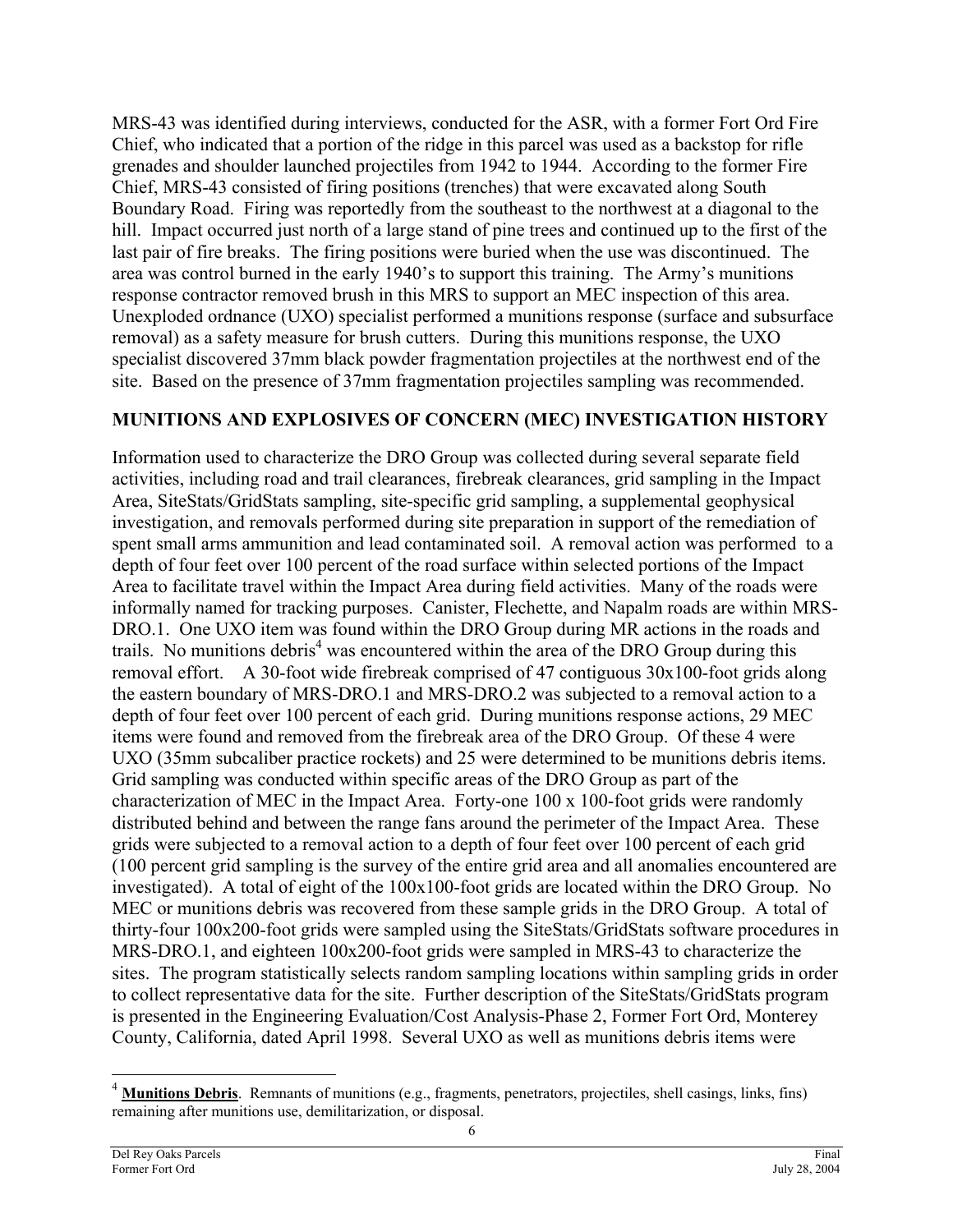MRS-43 was identified during interviews, conducted for the ASR, with a former Fort Ord Fire Chief, who indicated that a portion of the ridge in this parcel was used as a backstop for rifle grenades and shoulder launched projectiles from 1942 to 1944. According to the former Fire Chief, MRS-43 consisted of firing positions (trenches) that were excavated along South Boundary Road. Firing was reportedly from the southeast to the northwest at a diagonal to the hill. Impact occurred just north of a large stand of pine trees and continued up to the first of the last pair of fire breaks. The firing positions were buried when the use was discontinued. The area was control burned in the early 1940's to support this training. The Army's munitions response contractor removed brush in this MRS to support an MEC inspection of this area. Unexploded ordnance (UXO) specialist performed a munitions response (surface and subsurface removal) as a safety measure for brush cutters. During this munitions response, the UXO specialist discovered 37mm black powder fragmentation projectiles at the northwest end of the site. Based on the presence of 37mm fragmentation projectiles sampling was recommended.

## MUNITIONS AND EXPLOSIVES OF CONCERN (MEC) INVESTIGATION HISTORY

Information used to characterize the DRO Group was collected during several separate field activities, including road and trail clearances, firebreak clearances, grid sampling in the Impact Area, SiteStats/GridStats sampling, site-specific grid sampling, a supplemental geophysical investigation, and removals performed during site preparation in support of the remediation of spent small arms ammunition and lead contaminated soil. A removal action was performed to a depth of four feet over 100 percent of the road surface within selected portions of the Impact Area to facilitate travel within the Impact Area during field activities. Many of the roads were informally named for tracking purposes. Canister, Flechette, and Napalm roads are within MRS-DRO.1. One UXO item was found within the DRO Group during MR actions in the roads and trails. No munitions debris[4] was encountered within the area of the DRO Group during this removal effort. A 30-foot wide firebreak comprised of 47 contiguous 30x100-foot grids along the eastern boundary of MRS-DRO.1 and MRS-DRO.2 was subjected to a removal action to a depth of four feet over 100 percent of each grid. During munitions response actions, 29 MEC items were found and removed from the firebreak area of the DRO Group. Of these 4 were UXO (35mm subcaliber practice rockets) and 25 were determined to be munitions debris items. Grid sampling was conducted within specific areas of the DRO Group as part of the characterization of MEC in the Impact Area. Forty-one 100 x 100-foot grids were randomly distributed behind and between the range fans around the perimeter of the Impact Area. These grids were subjected to a removal action to a depth of four feet over 100 percent of each grid (100 percent grid sampling is the survey of the entire grid area and all anomalies encountered are investigated). A total of eight of the 100x100-foot grids are located within the DRO Group. No MEC or munitions debris was recovered from these sample grids in the DRO Group. A total of thirty-four 100x200-foot grids were sampled using the SiteStats/GridStats software procedures in MRS-DRO.1, and eighteen 100x200-foot grids were sampled in MRS-43 to characterize the sites. The program statistically selects random sampling locations within sampling grids in order to collect representative data for the site. Further description of the SiteStats/GridStats program is presented in the Engineering Evaluation/Cost Analysis-Phase 2, Former Fort Ord, Monterey County, California, dated April 1998. Several UXO as well as munitions debris items were

[4] **Munitions Debris**. Remnants of munitions (e.g., fragments, penetrators, projectiles, shell casings, links, fins) remaining after munitions use, demilitarization, or disposal.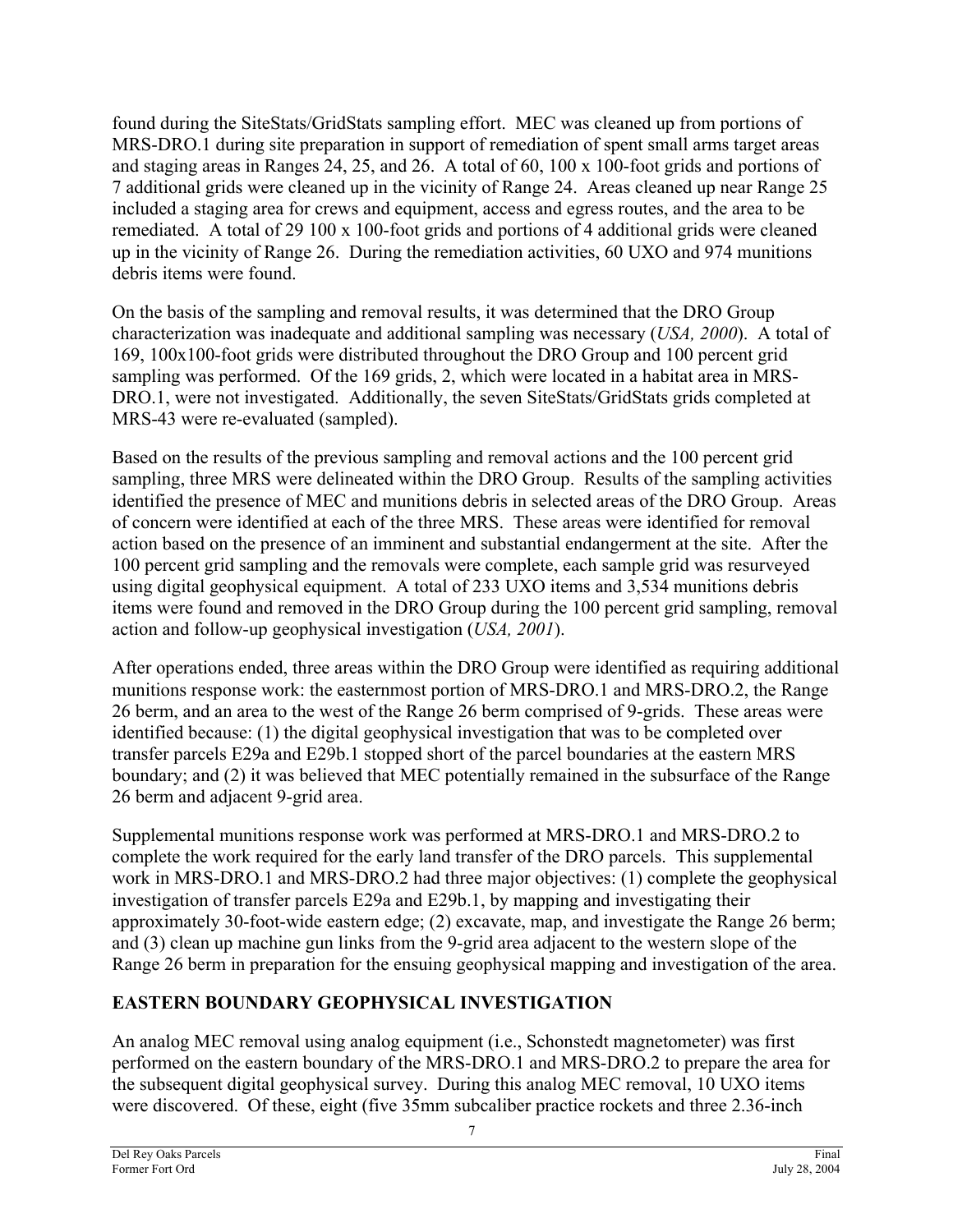found during the SiteStats/GridStats sampling effort. MEC was cleaned up from portions of MRS-DRO.1 during site preparation in support of remediation of spent small arms target areas and staging areas in Ranges 24, 25, and 26. A total of 60, 100 x 100-foot grids and portions of 7 additional grids were cleaned up in the vicinity of Range 24. Areas cleaned up near Range 25 included a staging area for crews and equipment, access and egress routes, and the area to be remediated. A total of 29 100 x 100-foot grids and portions of 4 additional grids were cleaned up in the vicinity of Range 26. During the remediation activities, 60 UXO and 974 munitions debris items were found.

On the basis of the sampling and removal results, it was determined that the DRO Group characterization was inadequate and additional sampling was necessary (*USA, 2000*). A total of 169, 100x100-foot grids were distributed throughout the DRO Group and 100 percent grid sampling was performed. Of the 169 grids, 2, which were located in a habitat area in MRS-DRO.1, were not investigated. Additionally, the seven SiteStats/GridStats grids completed at MRS-43 were re-evaluated (sampled).

Based on the results of the previous sampling and removal actions and the 100 percent grid sampling, three MRS were delineated within the DRO Group. Results of the sampling activities identified the presence of MEC and munitions debris in selected areas of the DRO Group. Areas of concern were identified at each of the three MRS. These areas were identified for removal action based on the presence of an imminent and substantial endangerment at the site. After the 100 percent grid sampling and the removals were complete, each sample grid was resurveyed using digital geophysical equipment. A total of 233 UXO items and 3,534 munitions debris items were found and removed in the DRO Group during the 100 percent grid sampling, removal action and follow-up geophysical investigation (*USA, 2001*).

After operations ended, three areas within the DRO Group were identified as requiring additional munitions response work: the easternmost portion of MRS-DRO.1 and MRS-DRO.2, the Range 26 berm, and an area to the west of the Range 26 berm comprised of 9-grids. These areas were identified because: (1) the digital geophysical investigation that was to be completed over transfer parcels E29a and E29b.1 stopped short of the parcel boundaries at the eastern MRS boundary; and (2) it was believed that MEC potentially remained in the subsurface of the Range 26 berm and adjacent 9-grid area.

Supplemental munitions response work was performed at MRS-DRO.1 and MRS-DRO.2 to complete the work required for the early land transfer of the DRO parcels. This supplemental work in MRS-DRO.1 and MRS-DRO.2 had three major objectives: (1) complete the geophysical investigation of transfer parcels E29a and E29b.1, by mapping and investigating their approximately 30-foot-wide eastern edge; (2) excavate, map, and investigate the Range 26 berm; and (3) clean up machine gun links from the 9-grid area adjacent to the western slope of the Range 26 berm in preparation for the ensuing geophysical mapping and investigation of the area.

## EASTERN BOUNDARY GEOPHYSICAL INVESTIGATION

An analog MEC removal using analog equipment (i.e., Schonstedt magnetometer) was first performed on the eastern boundary of the MRS-DRO.1 and MRS-DRO.2 to prepare the area for the subsequent digital geophysical survey. During this analog MEC removal, 10 UXO items were discovered. Of these, eight (five 35mm subcaliber practice rockets and three 2.36-inch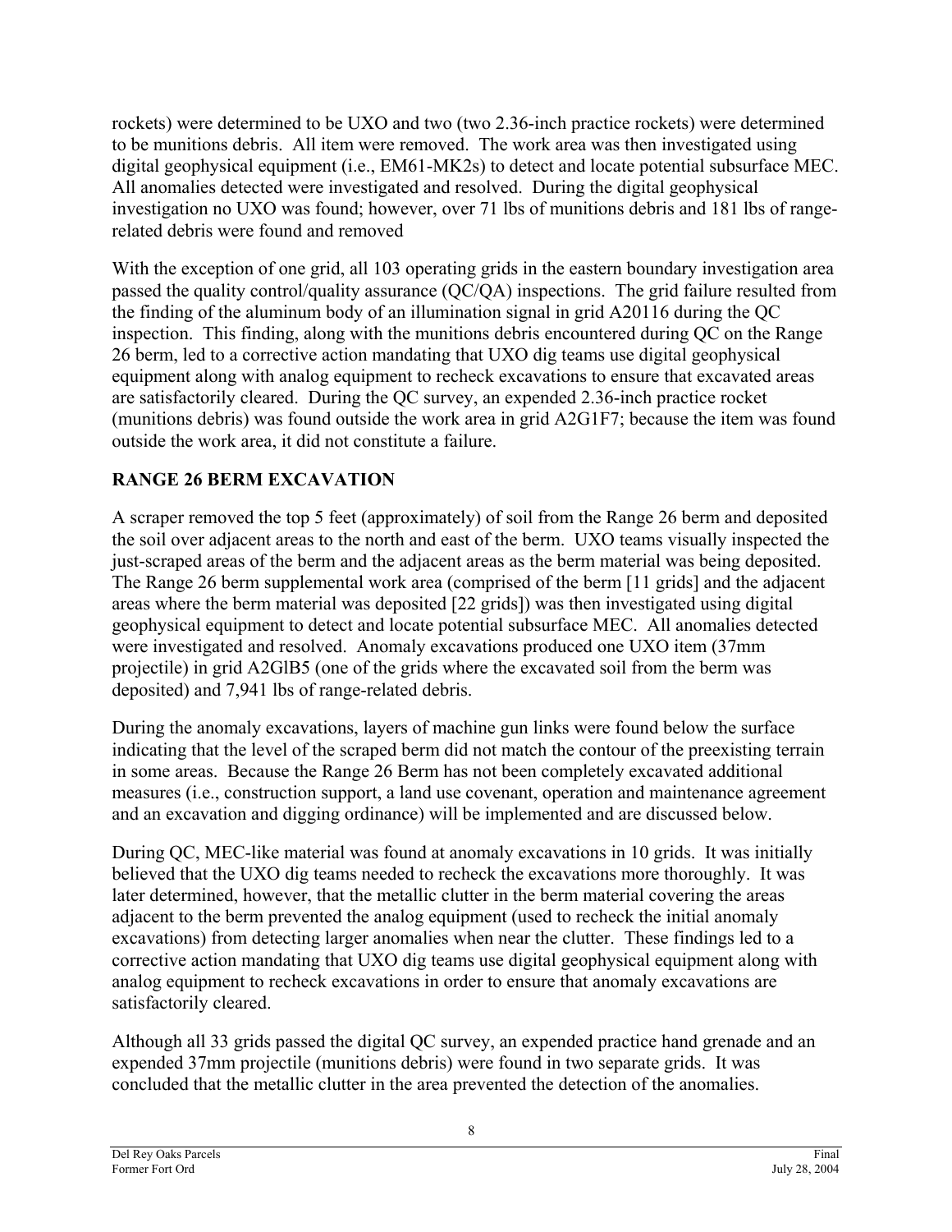rockets) were determined to be UXO and two (two 2.36-inch practice rockets) were determined to be munitions debris. All item were removed. The work area was then investigated using digital geophysical equipment (i.e., EM61-MK2s) to detect and locate potential subsurface MEC. All anomalies detected were investigated and resolved. During the digital geophysical investigation no UXO was found; however, over 71 lbs of munitions debris and 181 lbs of range-related debris were found and removed

With the exception of one grid, all 103 operating grids in the eastern boundary investigation area passed the quality control/quality assurance (QC/QA) inspections. The grid failure resulted from the finding of the aluminum body of an illumination signal in grid A20116 during the QC inspection. This finding, along with the munitions debris encountered during QC on the Range 26 berm, led to a corrective action mandating that UXO dig teams use digital geophysical equipment along with analog equipment to recheck excavations to ensure that excavated areas are satisfactorily cleared. During the QC survey, an expended 2.36-inch practice rocket (munitions debris) was found outside the work area in grid A2G1F7; because the item was found outside the work area, it did not constitute a failure.

## RANGE 26 BERM EXCAVATION

A scraper removed the top 5 feet (approximately) of soil from the Range 26 berm and deposited the soil over adjacent areas to the north and east of the berm. UXO teams visually inspected the just-scraped areas of the berm and the adjacent areas as the berm material was being deposited. The Range 26 berm supplemental work area (comprised of the berm [11 grids] and the adjacent areas where the berm material was deposited [22 grids]) was then investigated using digital geophysical equipment to detect and locate potential subsurface MEC. All anomalies detected were investigated and resolved. Anomaly excavations produced one UXO item (37mm projectile) in grid A2GlB5 (one of the grids where the excavated soil from the berm was deposited) and 7,941 lbs of range-related debris.

During the anomaly excavations, layers of machine gun links were found below the surface indicating that the level of the scraped berm did not match the contour of the preexisting terrain in some areas. Because the Range 26 Berm has not been completely excavated additional measures (i.e., construction support, a land use covenant, operation and maintenance agreement and an excavation and digging ordinance) will be implemented and are discussed below.

During QC, MEC-like material was found at anomaly excavations in 10 grids. It was initially believed that the UXO dig teams needed to recheck the excavations more thoroughly. It was later determined, however, that the metallic clutter in the berm material covering the areas adjacent to the berm prevented the analog equipment (used to recheck the initial anomaly excavations) from detecting larger anomalies when near the clutter. These findings led to a corrective action mandating that UXO dig teams use digital geophysical equipment along with analog equipment to recheck excavations in order to ensure that anomaly excavations are satisfactorily cleared.

Although all 33 grids passed the digital QC survey, an expended practice hand grenade and an expended 37mm projectile (munitions debris) were found in two separate grids. It was concluded that the metallic clutter in the area prevented the detection of the anomalies.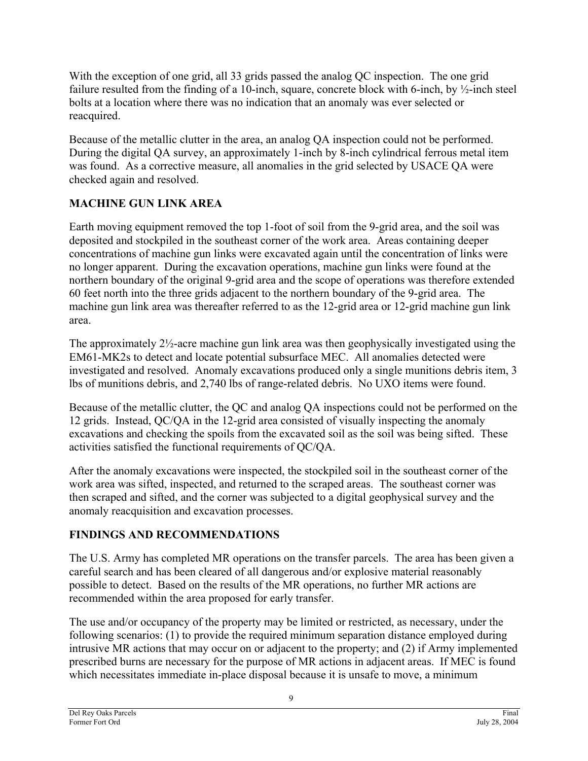With the exception of one grid, all 33 grids passed the analog QC inspection. The one grid failure resulted from the finding of a 10-inch, square, concrete block with 6-inch, by ½-inch steel bolts at a location where there was no indication that an anomaly was ever selected or reacquired.

Because of the metallic clutter in the area, an analog QA inspection could not be performed. During the digital QA survey, an approximately 1-inch by 8-inch cylindrical ferrous metal item was found. As a corrective measure, all anomalies in the grid selected by USACE QA were checked again and resolved.

## MACHINE GUN LINK AREA

Earth moving equipment removed the top 1-foot of soil from the 9-grid area, and the soil was deposited and stockpiled in the southeast corner of the work area. Areas containing deeper concentrations of machine gun links were excavated again until the concentration of links were no longer apparent. During the excavation operations, machine gun links were found at the northern boundary of the original 9-grid area and the scope of operations was therefore extended 60 feet north into the three grids adjacent to the northern boundary of the 9-grid area. The machine gun link area was thereafter referred to as the 12-grid area or 12-grid machine gun link area.

The approximately 2½-acre machine gun link area was then geophysically investigated using the EM61-MK2s to detect and locate potential subsurface MEC. All anomalies detected were investigated and resolved. Anomaly excavations produced only a single munitions debris item, 3 lbs of munitions debris, and 2,740 lbs of range-related debris. No UXO items were found.

Because of the metallic clutter, the QC and analog QA inspections could not be performed on the 12 grids. Instead, QC/QA in the 12-grid area consisted of visually inspecting the anomaly excavations and checking the spoils from the excavated soil as the soil was being sifted. These activities satisfied the functional requirements of QC/QA.

After the anomaly excavations were inspected, the stockpiled soil in the southeast corner of the work area was sifted, inspected, and returned to the scraped areas. The southeast corner was then scraped and sifted, and the corner was subjected to a digital geophysical survey and the anomaly reacquisition and excavation processes.

## FINDINGS AND RECOMMENDATIONS

The U.S. Army has completed MR operations on the transfer parcels. The area has been given a careful search and has been cleared of all dangerous and/or explosive material reasonably possible to detect. Based on the results of the MR operations, no further MR actions are recommended within the area proposed for early transfer.

The use and/or occupancy of the property may be limited or restricted, as necessary, under the following scenarios: (1) to provide the required minimum separation distance employed during intrusive MR actions that may occur on or adjacent to the property; and (2) if Army implemented prescribed burns are necessary for the purpose of MR actions in adjacent areas. If MEC is found which necessitates immediate in-place disposal because it is unsafe to move, a minimum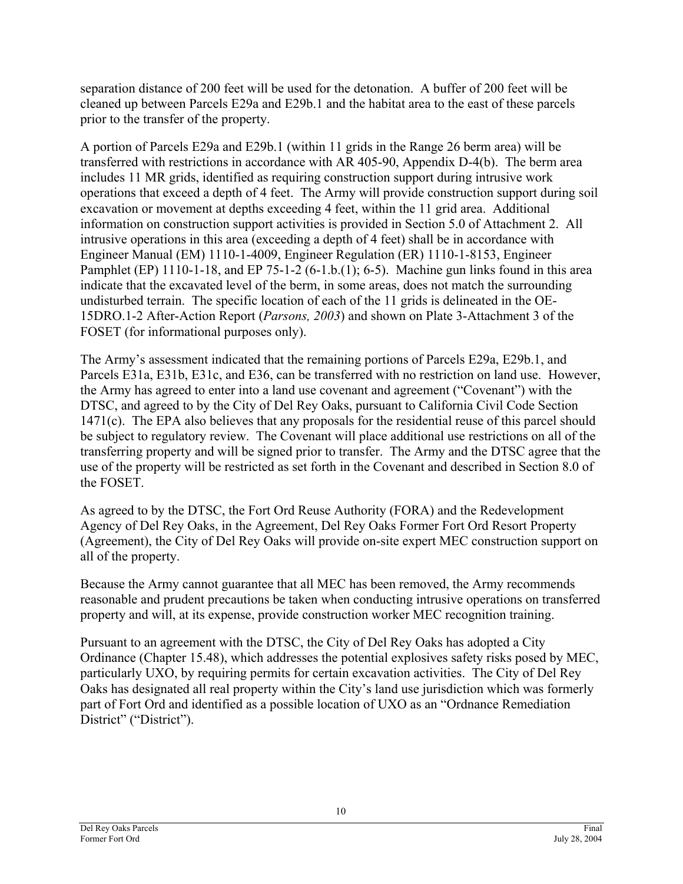separation distance of 200 feet will be used for the detonation. A buffer of 200 feet will be cleaned up between Parcels E29a and E29b.1 and the habitat area to the east of these parcels prior to the transfer of the property.

A portion of Parcels E29a and E29b.1 (within 11 grids in the Range 26 berm area) will be transferred with restrictions in accordance with AR 405-90, Appendix D-4(b). The berm area includes 11 MR grids, identified as requiring construction support during intrusive work operations that exceed a depth of 4 feet. The Army will provide construction support during soil excavation or movement at depths exceeding 4 feet, within the 11 grid area. Additional information on construction support activities is provided in Section 5.0 of Attachment 2. All intrusive operations in this area (exceeding a depth of 4 feet) shall be in accordance with Engineer Manual (EM) 1110-1-4009, Engineer Regulation (ER) 1110-1-8153, Engineer Pamphlet (EP) 1110-1-18, and EP 75-1-2 (6-1.b.(1); 6-5). Machine gun links found in this area indicate that the excavated level of the berm, in some areas, does not match the surrounding undisturbed terrain. The specific location of each of the 11 grids is delineated in the OE-15DRO.1-2 After-Action Report (*Parsons, 2003*) and shown on Plate 3-Attachment 3 of the FOSET (for informational purposes only).

The Army's assessment indicated that the remaining portions of Parcels E29a, E29b.1, and Parcels E31a, E31b, E31c, and E36, can be transferred with no restriction on land use. However, the Army has agreed to enter into a land use covenant and agreement ("Covenant") with the DTSC, and agreed to by the City of Del Rey Oaks, pursuant to California Civil Code Section 1471(c). The EPA also believes that any proposals for the residential reuse of this parcel should be subject to regulatory review. The Covenant will place additional use restrictions on all of the transferring property and will be signed prior to transfer. The Army and the DTSC agree that the use of the property will be restricted as set forth in the Covenant and described in Section 8.0 of the FOSET.

As agreed to by the DTSC, the Fort Ord Reuse Authority (FORA) and the Redevelopment Agency of Del Rey Oaks, in the Agreement, Del Rey Oaks Former Fort Ord Resort Property (Agreement), the City of Del Rey Oaks will provide on-site expert MEC construction support on all of the property.

Because the Army cannot guarantee that all MEC has been removed, the Army recommends reasonable and prudent precautions be taken when conducting intrusive operations on transferred property and will, at its expense, provide construction worker MEC recognition training.

Pursuant to an agreement with the DTSC, the City of Del Rey Oaks has adopted a City Ordinance (Chapter 15.48), which addresses the potential explosives safety risks posed by MEC, particularly UXO, by requiring permits for certain excavation activities. The City of Del Rey Oaks has designated all real property within the City's land use jurisdiction which was formerly part of Fort Ord and identified as a possible location of UXO as an "Ordnance Remediation District" ("District").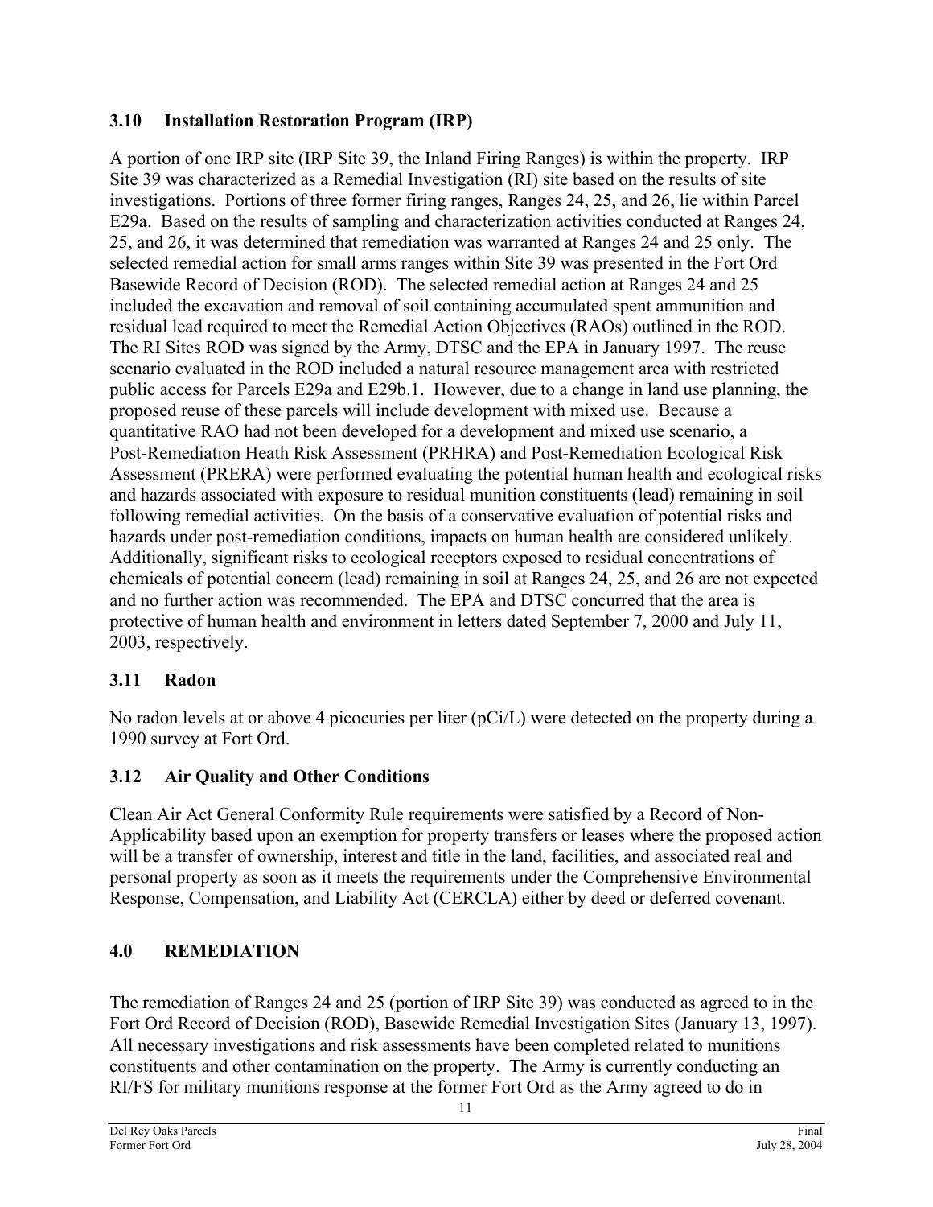### 3.10 Installation Restoration Program (IRP)

A portion of one IRP site (IRP Site 39, the Inland Firing Ranges) is within the property. IRP Site 39 was characterized as a Remedial Investigation (RI) site based on the results of site investigations. Portions of three former firing ranges, Ranges 24, 25, and 26, lie within Parcel E29a. Based on the results of sampling and characterization activities conducted at Ranges 24, 25, and 26, it was determined that remediation was warranted at Ranges 24 and 25 only. The selected remedial action for small arms ranges within Site 39 was presented in the Fort Ord Basewide Record of Decision (ROD). The selected remedial action at Ranges 24 and 25 included the excavation and removal of soil containing accumulated spent ammunition and residual lead required to meet the Remedial Action Objectives (RAOs) outlined in the ROD. The RI Sites ROD was signed by the Army, DTSC and the EPA in January 1997. The reuse scenario evaluated in the ROD included a natural resource management area with restricted public access for Parcels E29a and E29b.1. However, due to a change in land use planning, the proposed reuse of these parcels will include development with mixed use. Because a quantitative RAO had not been developed for a development and mixed use scenario, a Post-Remediation Heath Risk Assessment (PRHRA) and Post-Remediation Ecological Risk Assessment (PRERA) were performed evaluating the potential human health and ecological risks and hazards associated with exposure to residual munition constituents (lead) remaining in soil following remedial activities. On the basis of a conservative evaluation of potential risks and hazards under post-remediation conditions, impacts on human health are considered unlikely. Additionally, significant risks to ecological receptors exposed to residual concentrations of chemicals of potential concern (lead) remaining in soil at Ranges 24, 25, and 26 are not expected and no further action was recommended. The EPA and DTSC concurred that the area is protective of human health and environment in letters dated September 7, 2000 and July 11, 2003, respectively.

### 3.11 Radon

No radon levels at or above 4 picocuries per liter (pCi/L) were detected on the property during a 1990 survey at Fort Ord.

### 3.12 Air Quality and Other Conditions

Clean Air Act General Conformity Rule requirements were satisfied by a Record of Non-Applicability based upon an exemption for property transfers or leases where the proposed action will be a transfer of ownership, interest and title in the land, facilities, and associated real and personal property as soon as it meets the requirements under the Comprehensive Environmental Response, Compensation, and Liability Act (CERCLA) either by deed or deferred covenant.

## 4.0 REMEDIATION

The remediation of Ranges 24 and 25 (portion of IRP Site 39) was conducted as agreed to in the Fort Ord Record of Decision (ROD), Basewide Remedial Investigation Sites (January 13, 1997). All necessary investigations and risk assessments have been completed related to munitions constituents and other contamination on the property. The Army is currently conducting an RI/FS for military munitions response at the former Fort Ord as the Army agreed to do in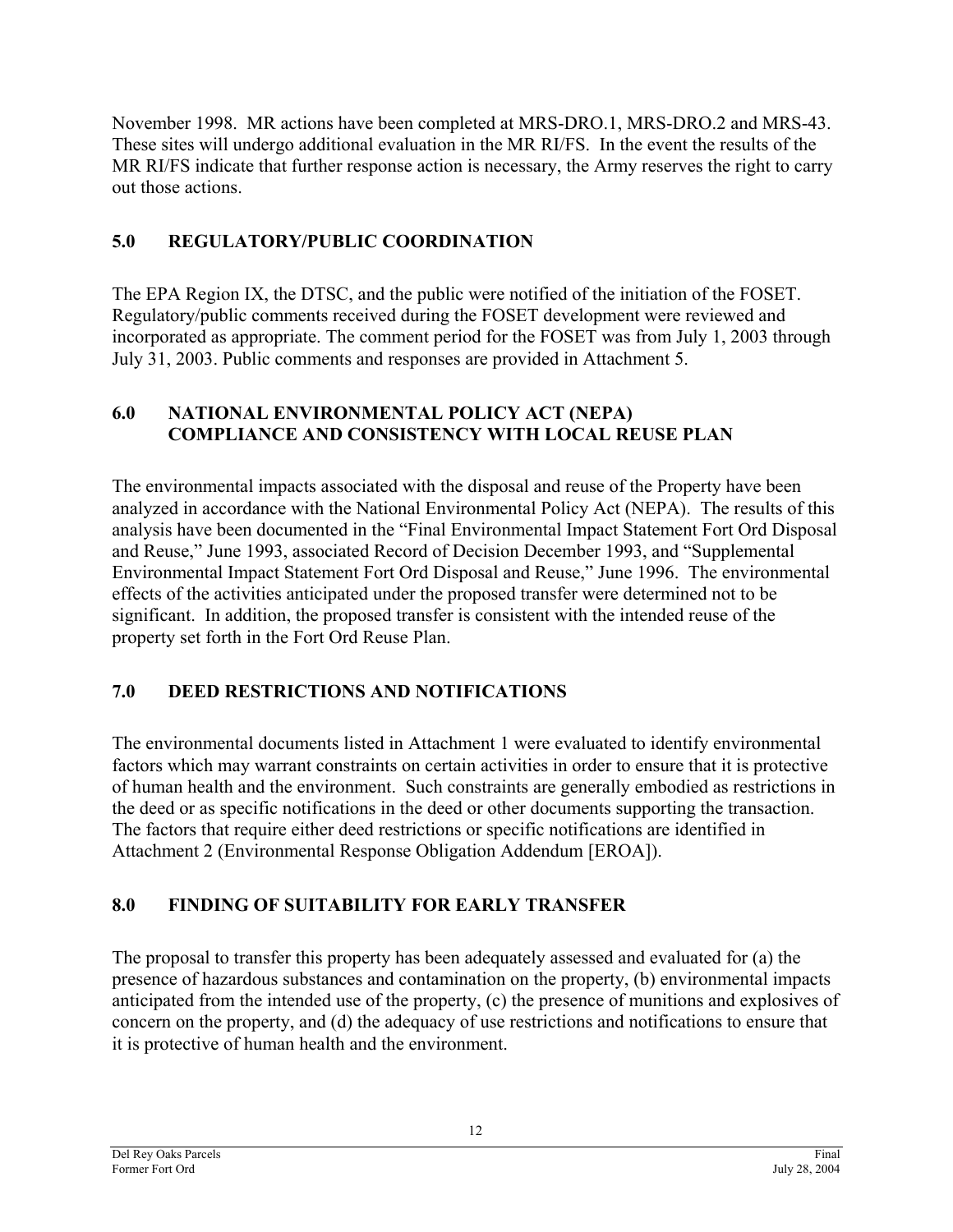November 1998. MR actions have been completed at MRS-DRO.1, MRS-DRO.2 and MRS-43. These sites will undergo additional evaluation in the MR RI/FS. In the event the results of the MR RI/FS indicate that further response action is necessary, the Army reserves the right to carry out those actions.

## 5.0 REGULATORY/PUBLIC COORDINATION

The EPA Region IX, the DTSC, and the public were notified of the initiation of the FOSET. Regulatory/public comments received during the FOSET development were reviewed and incorporated as appropriate. The comment period for the FOSET was from July 1, 2003 through July 31, 2003. Public comments and responses are provided in Attachment 5.

## 6.0 NATIONAL ENVIRONMENTAL POLICY ACT (NEPA) COMPLIANCE AND CONSISTENCY WITH LOCAL REUSE PLAN

The environmental impacts associated with the disposal and reuse of the Property have been analyzed in accordance with the National Environmental Policy Act (NEPA). The results of this analysis have been documented in the "Final Environmental Impact Statement Fort Ord Disposal and Reuse," June 1993, associated Record of Decision December 1993, and "Supplemental Environmental Impact Statement Fort Ord Disposal and Reuse," June 1996. The environmental effects of the activities anticipated under the proposed transfer were determined not to be significant. In addition, the proposed transfer is consistent with the intended reuse of the property set forth in the Fort Ord Reuse Plan.

## 7.0 DEED RESTRICTIONS AND NOTIFICATIONS

The environmental documents listed in Attachment 1 were evaluated to identify environmental factors which may warrant constraints on certain activities in order to ensure that it is protective of human health and the environment. Such constraints are generally embodied as restrictions in the deed or as specific notifications in the deed or other documents supporting the transaction. The factors that require either deed restrictions or specific notifications are identified in Attachment 2 (Environmental Response Obligation Addendum [EROA]).

## 8.0 FINDING OF SUITABILITY FOR EARLY TRANSFER

The proposal to transfer this property has been adequately assessed and evaluated for (a) the presence of hazardous substances and contamination on the property, (b) environmental impacts anticipated from the intended use of the property, (c) the presence of munitions and explosives of concern on the property, and (d) the adequacy of use restrictions and notifications to ensure that it is protective of human health and the environment.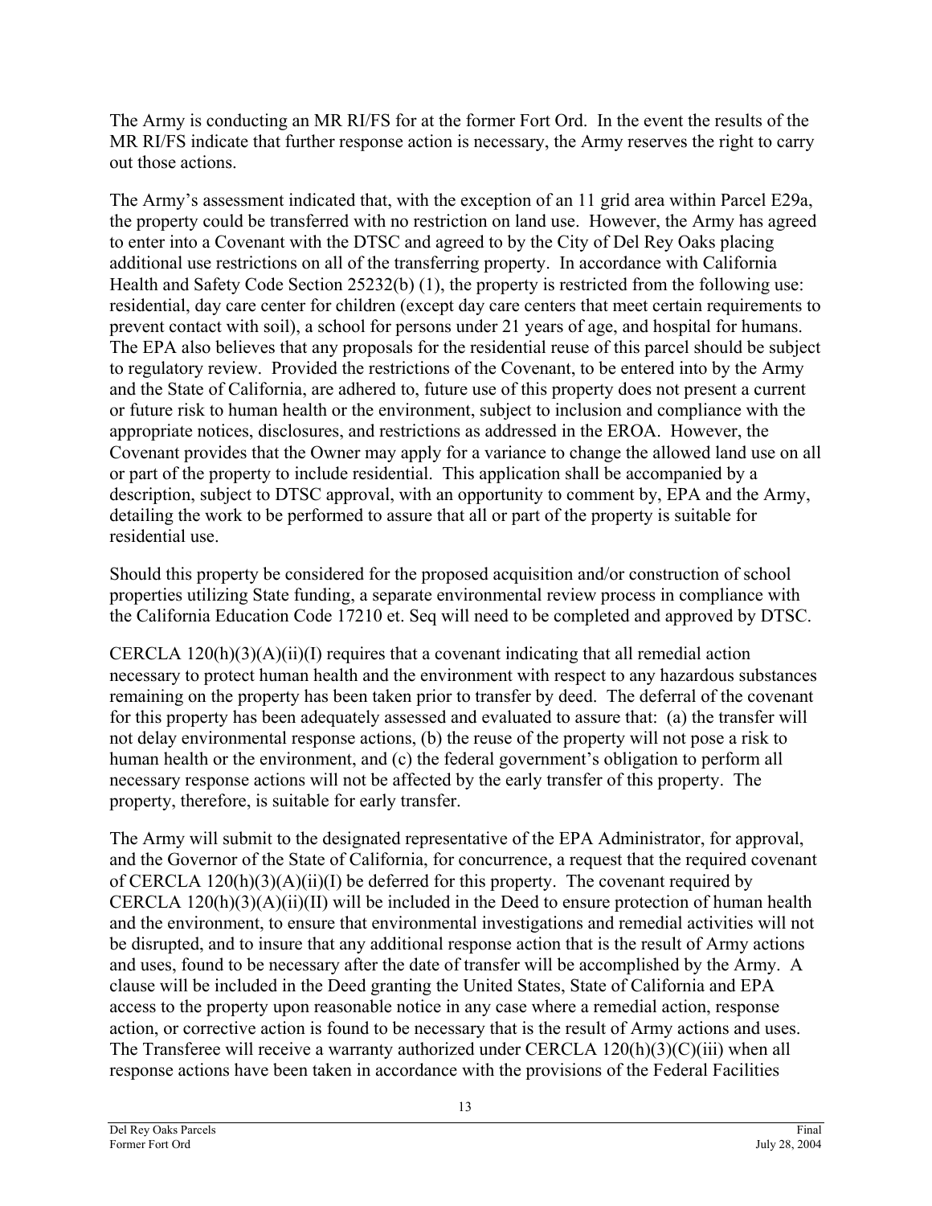The Army is conducting an MR RI/FS for at the former Fort Ord. In the event the results of the MR RI/FS indicate that further response action is necessary, the Army reserves the right to carry out those actions.

The Army's assessment indicated that, with the exception of an 11 grid area within Parcel E29a, the property could be transferred with no restriction on land use. However, the Army has agreed to enter into a Covenant with the DTSC and agreed to by the City of Del Rey Oaks placing additional use restrictions on all of the transferring property. In accordance with California Health and Safety Code Section 25232(b) (1), the property is restricted from the following use: residential, day care center for children (except day care centers that meet certain requirements to prevent contact with soil), a school for persons under 21 years of age, and hospital for humans. The EPA also believes that any proposals for the residential reuse of this parcel should be subject to regulatory review. Provided the restrictions of the Covenant, to be entered into by the Army and the State of California, are adhered to, future use of this property does not present a current or future risk to human health or the environment, subject to inclusion and compliance with the appropriate notices, disclosures, and restrictions as addressed in the EROA. However, the Covenant provides that the Owner may apply for a variance to change the allowed land use on all or part of the property to include residential. This application shall be accompanied by a description, subject to DTSC approval, with an opportunity to comment by, EPA and the Army, detailing the work to be performed to assure that all or part of the property is suitable for residential use.

Should this property be considered for the proposed acquisition and/or construction of school properties utilizing State funding, a separate environmental review process in compliance with the California Education Code 17210 et. Seq will need to be completed and approved by DTSC.

CERCLA 120(h)(3)(A)(ii)(I) requires that a covenant indicating that all remedial action necessary to protect human health and the environment with respect to any hazardous substances remaining on the property has been taken prior to transfer by deed. The deferral of the covenant for this property has been adequately assessed and evaluated to assure that: (a) the transfer will not delay environmental response actions, (b) the reuse of the property will not pose a risk to human health or the environment, and (c) the federal government's obligation to perform all necessary response actions will not be affected by the early transfer of this property. The property, therefore, is suitable for early transfer.

The Army will submit to the designated representative of the EPA Administrator, for approval, and the Governor of the State of California, for concurrence, a request that the required covenant of CERCLA 120(h)(3)(A)(ii)(I) be deferred for this property. The covenant required by CERCLA 120(h)(3)(A)(ii)(II) will be included in the Deed to ensure protection of human health and the environment, to ensure that environmental investigations and remedial activities will not be disrupted, and to insure that any additional response action that is the result of Army actions and uses, found to be necessary after the date of transfer will be accomplished by the Army. A clause will be included in the Deed granting the United States, State of California and EPA access to the property upon reasonable notice in any case where a remedial action, response action, or corrective action is found to be necessary that is the result of Army actions and uses. The Transferee will receive a warranty authorized under CERCLA 120(h)(3)(C)(iii) when all response actions have been taken in accordance with the provisions of the Federal Facilities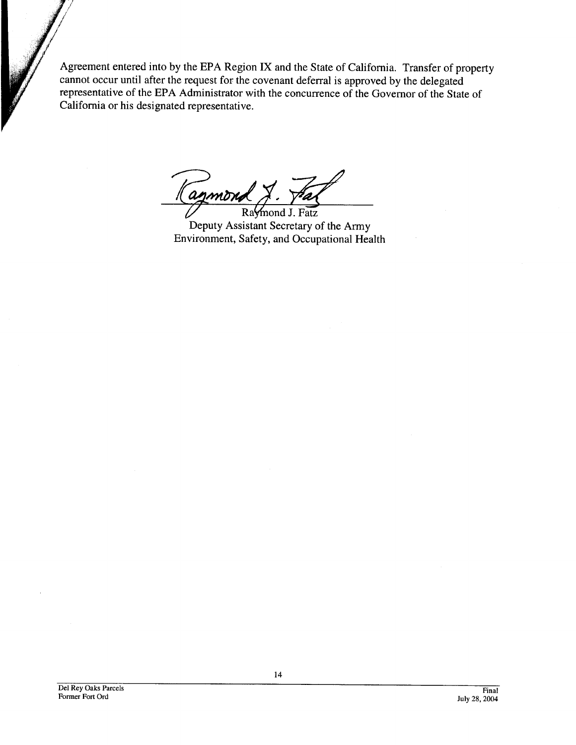Agreement entered into by the EPA Region IX and the State of California. Transfer of property cannot occur until after the request for the covenant deferral is approved by the delegated representative of the EPA Administrator with the concurrence of the Governor of the State of California or his designated representative.

Raymond J. Fatz
Deputy Assistant Secretary of the Army
Environment, Safety, and Occupational Health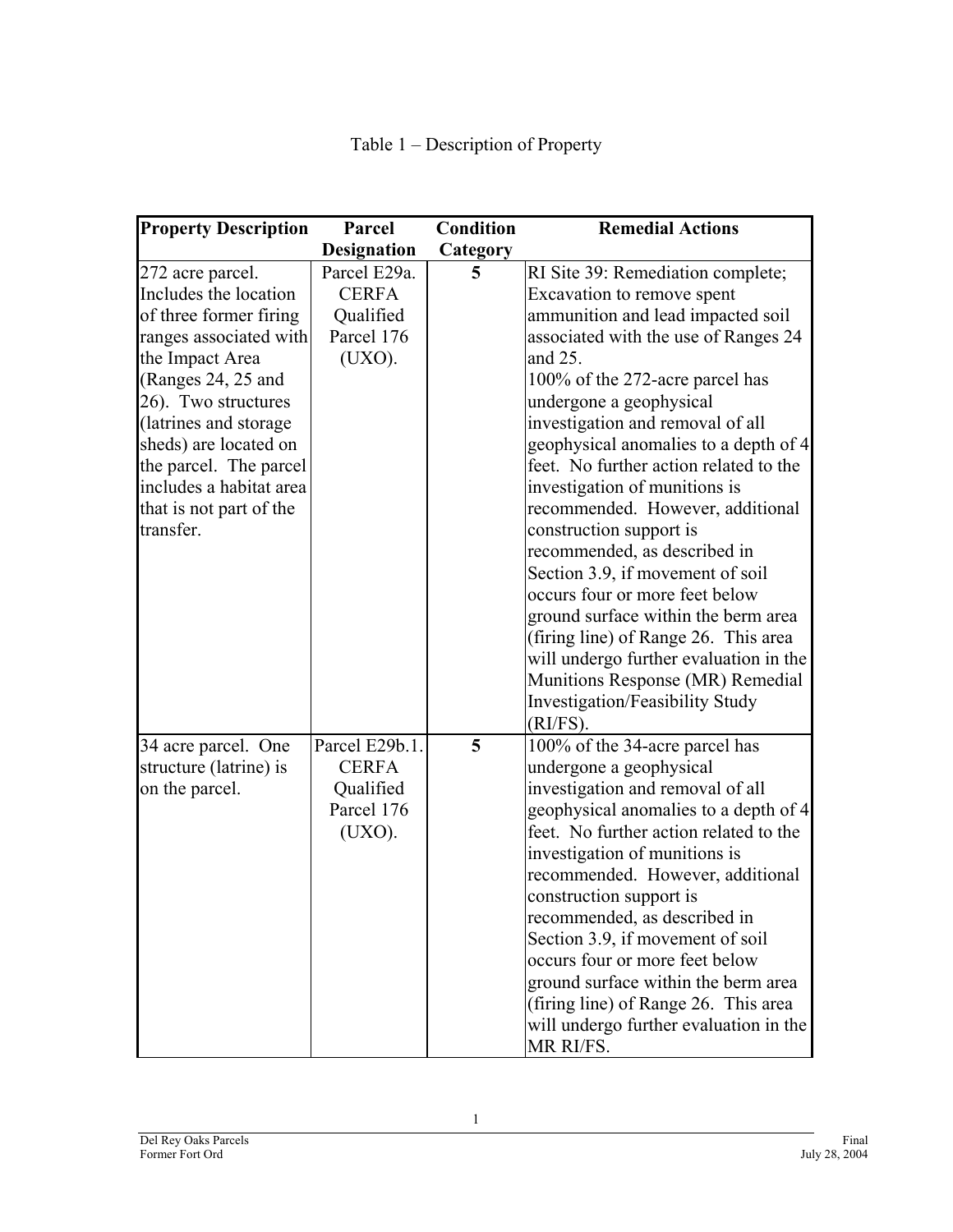Table 1 – Description of Property

| Property Description | Parcel Designation | Condition Category | Remedial Actions |
|---|---|---|---|
| 272 acre parcel. Includes the location of three former firing ranges associated with the Impact Area (Ranges 24, 25 and 26). Two structures (latrines and storage sheds) are located on the parcel. The parcel includes a habitat area that is not part of the transfer. | Parcel E29a. CERFA Qualified Parcel 176 (UXO). | **5** | RI Site 39: Remediation complete; Excavation to remove spent ammunition and lead impacted soil associated with the use of Ranges 24 and 25. 100% of the 272-acre parcel has undergone a geophysical investigation and removal of all geophysical anomalies to a depth of 4 feet. No further action related to the investigation of munitions is recommended. However, additional construction support is recommended, as described in Section 3.9, if movement of soil occurs four or more feet below ground surface within the berm area (firing line) of Range 26. This area will undergo further evaluation in the Munitions Response (MR) Remedial Investigation/Feasibility Study (RI/FS). |
| 34 acre parcel. One structure (latrine) is on the parcel. | Parcel E29b.1. CERFA Qualified Parcel 176 (UXO). | **5** | 100% of the 34-acre parcel has undergone a geophysical investigation and removal of all geophysical anomalies to a depth of 4 feet. No further action related to the investigation of munitions is recommended. However, additional construction support is recommended, as described in Section 3.9, if movement of soil occurs four or more feet below ground surface within the berm area (firing line) of Range 26. This area will undergo further evaluation in the MR RI/FS. |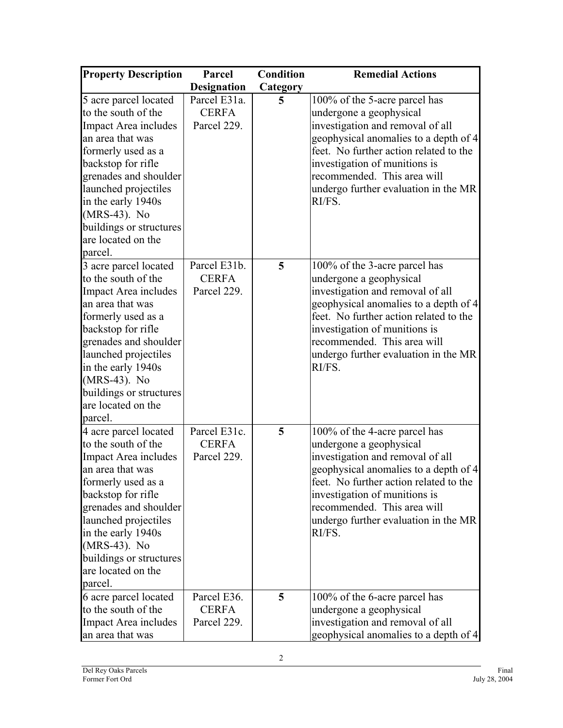| Property Description | Parcel Designation | Condition Category | Remedial Actions |
|---|---|---|---|
| 5 acre parcel located to the south of the Impact Area includes an area that was formerly used as a backstop for rifle grenades and shoulder launched projectiles in the early 1940s (MRS-43). No buildings or structures are located on the parcel. | Parcel E31a. CERFA Parcel 229. | **5** | 100% of the 5-acre parcel has undergone a geophysical investigation and removal of all geophysical anomalies to a depth of 4 feet. No further action related to the investigation of munitions is recommended. This area will undergo further evaluation in the MR RI/FS. |
| 3 acre parcel located to the south of the Impact Area includes an area that was formerly used as a backstop for rifle grenades and shoulder launched projectiles in the early 1940s (MRS-43). No buildings or structures are located on the parcel. | Parcel E31b. CERFA Parcel 229. | **5** | 100% of the 3-acre parcel has undergone a geophysical investigation and removal of all geophysical anomalies to a depth of 4 feet. No further action related to the investigation of munitions is recommended. This area will undergo further evaluation in the MR RI/FS. |
| 4 acre parcel located to the south of the Impact Area includes an area that was formerly used as a backstop for rifle grenades and shoulder launched projectiles in the early 1940s (MRS-43). No buildings or structures are located on the parcel. | Parcel E31c. CERFA Parcel 229. | **5** | 100% of the 4-acre parcel has undergone a geophysical investigation and removal of all geophysical anomalies to a depth of 4 feet. No further action related to the investigation of munitions is recommended. This area will undergo further evaluation in the MR RI/FS. |
| 6 acre parcel located to the south of the Impact Area includes an area that was | Parcel E36. CERFA Parcel 229. | **5** | 100% of the 6-acre parcel has undergone a geophysical investigation and removal of all geophysical anomalies to a depth of 4 |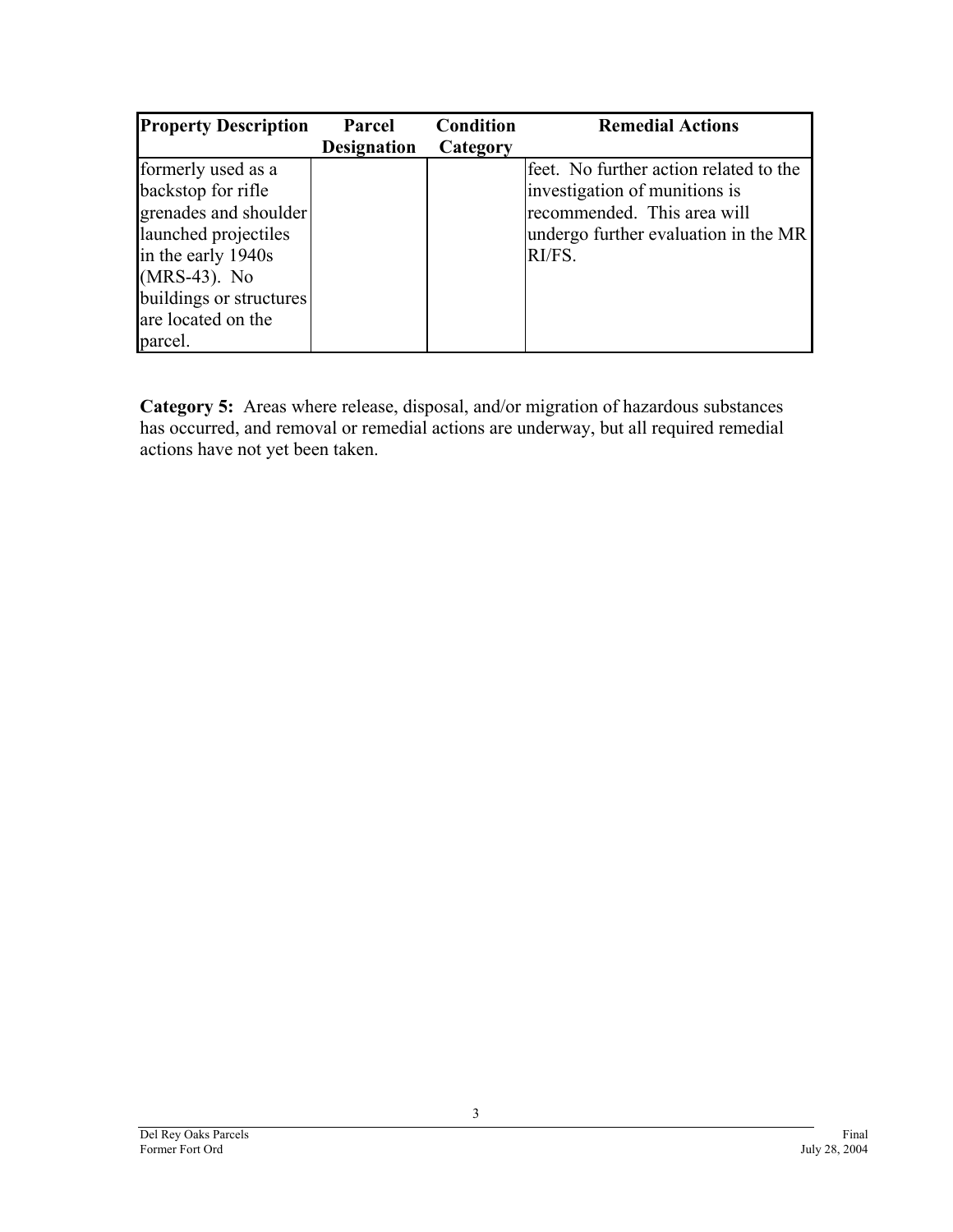| Property Description | Parcel Designation | Condition Category | Remedial Actions |
|---|---|---|---|
| formerly used as a backstop for rifle grenades and shoulder launched projectiles in the early 1940s (MRS-43). No buildings or structures are located on the parcel. | | | feet. No further action related to the investigation of munitions is recommended. This area will undergo further evaluation in the MR RI/FS. |

**Category 5:** Areas where release, disposal, and/or migration of hazardous substances has occurred, and removal or remedial actions are underway, but all required remedial actions have not yet been taken.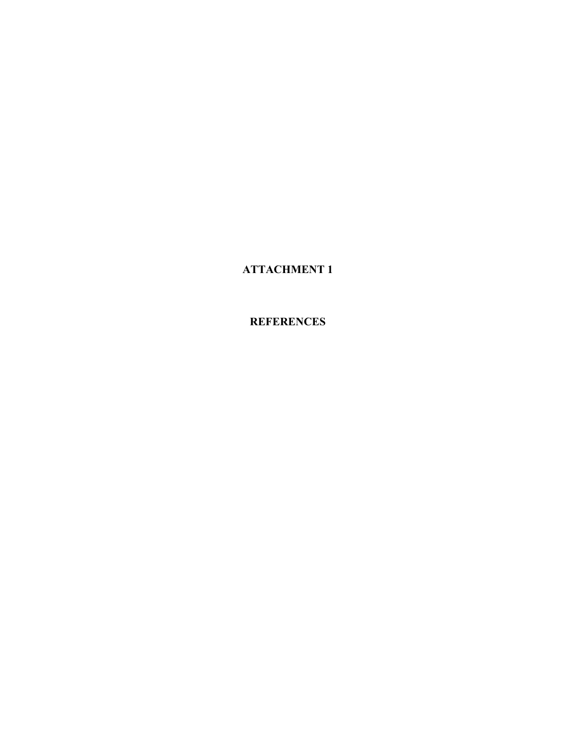# ATTACHMENT 1

# REFERENCES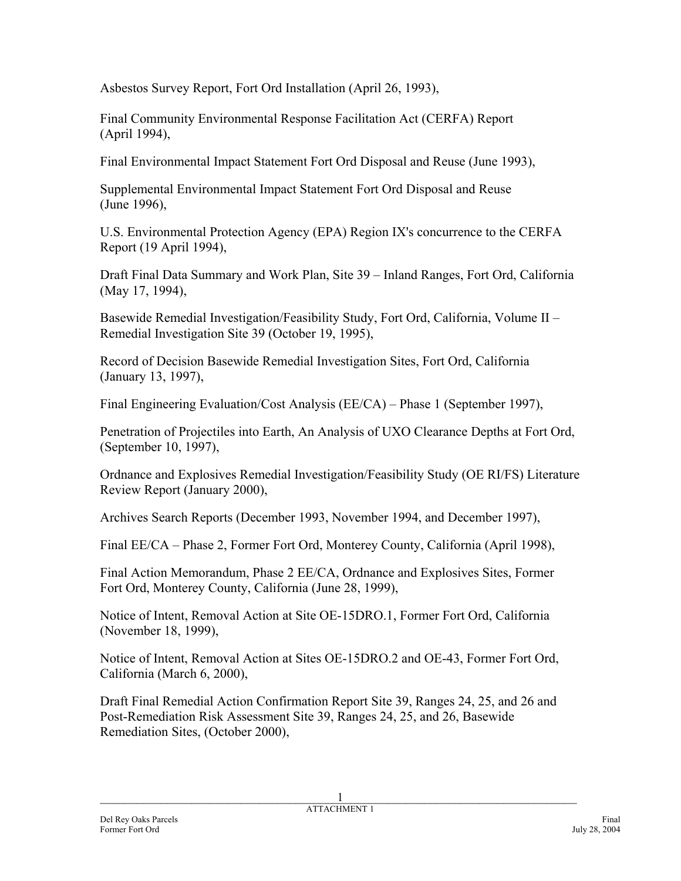Asbestos Survey Report, Fort Ord Installation (April 26, 1993),

Final Community Environmental Response Facilitation Act (CERFA) Report (April 1994),

Final Environmental Impact Statement Fort Ord Disposal and Reuse (June 1993),

Supplemental Environmental Impact Statement Fort Ord Disposal and Reuse (June 1996),

U.S. Environmental Protection Agency (EPA) Region IX's concurrence to the CERFA Report (19 April 1994),

Draft Final Data Summary and Work Plan, Site 39 – Inland Ranges, Fort Ord, California (May 17, 1994),

Basewide Remedial Investigation/Feasibility Study, Fort Ord, California, Volume II – Remedial Investigation Site 39 (October 19, 1995),

Record of Decision Basewide Remedial Investigation Sites, Fort Ord, California (January 13, 1997),

Final Engineering Evaluation/Cost Analysis (EE/CA) – Phase 1 (September 1997),

Penetration of Projectiles into Earth, An Analysis of UXO Clearance Depths at Fort Ord, (September 10, 1997),

Ordnance and Explosives Remedial Investigation/Feasibility Study (OE RI/FS) Literature Review Report (January 2000),

Archives Search Reports (December 1993, November 1994, and December 1997),

Final EE/CA – Phase 2, Former Fort Ord, Monterey County, California (April 1998),

Final Action Memorandum, Phase 2 EE/CA, Ordnance and Explosives Sites, Former Fort Ord, Monterey County, California (June 28, 1999),

Notice of Intent, Removal Action at Site OE-15DRO.1, Former Fort Ord, California (November 18, 1999),

Notice of Intent, Removal Action at Sites OE-15DRO.2 and OE-43, Former Fort Ord, California (March 6, 2000),

Draft Final Remedial Action Confirmation Report Site 39, Ranges 24, 25, and 26 and Post-Remediation Risk Assessment Site 39, Ranges 24, 25, and 26, Basewide Remediation Sites, (October 2000),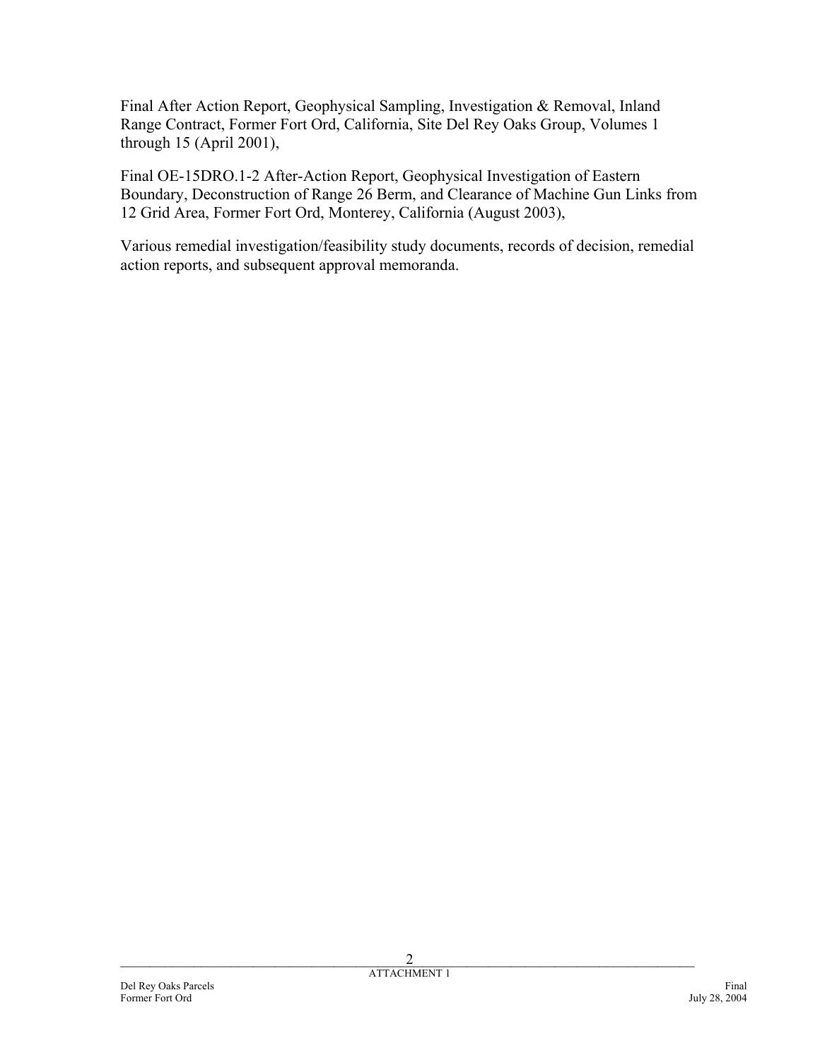Final After Action Report, Geophysical Sampling, Investigation & Removal, Inland Range Contract, Former Fort Ord, California, Site Del Rey Oaks Group, Volumes 1 through 15 (April 2001),

Final OE-15DRO.1-2 After-Action Report, Geophysical Investigation of Eastern Boundary, Deconstruction of Range 26 Berm, and Clearance of Machine Gun Links from 12 Grid Area, Former Fort Ord, Monterey, California (August 2003),

Various remedial investigation/feasibility study documents, records of decision, remedial action reports, and subsequent approval memoranda.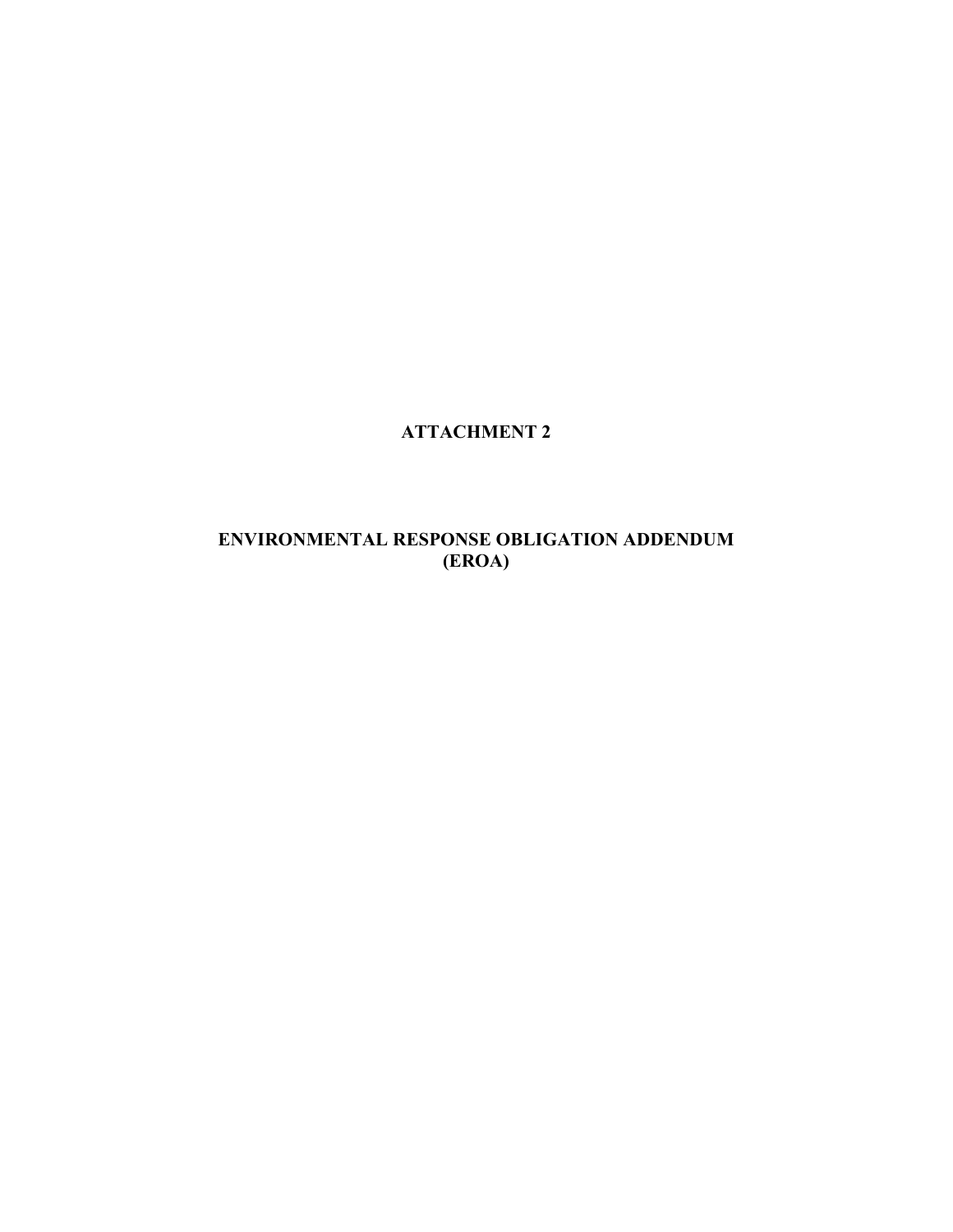# ATTACHMENT 2

# ENVIRONMENTAL RESPONSE OBLIGATION ADDENDUM (EROA)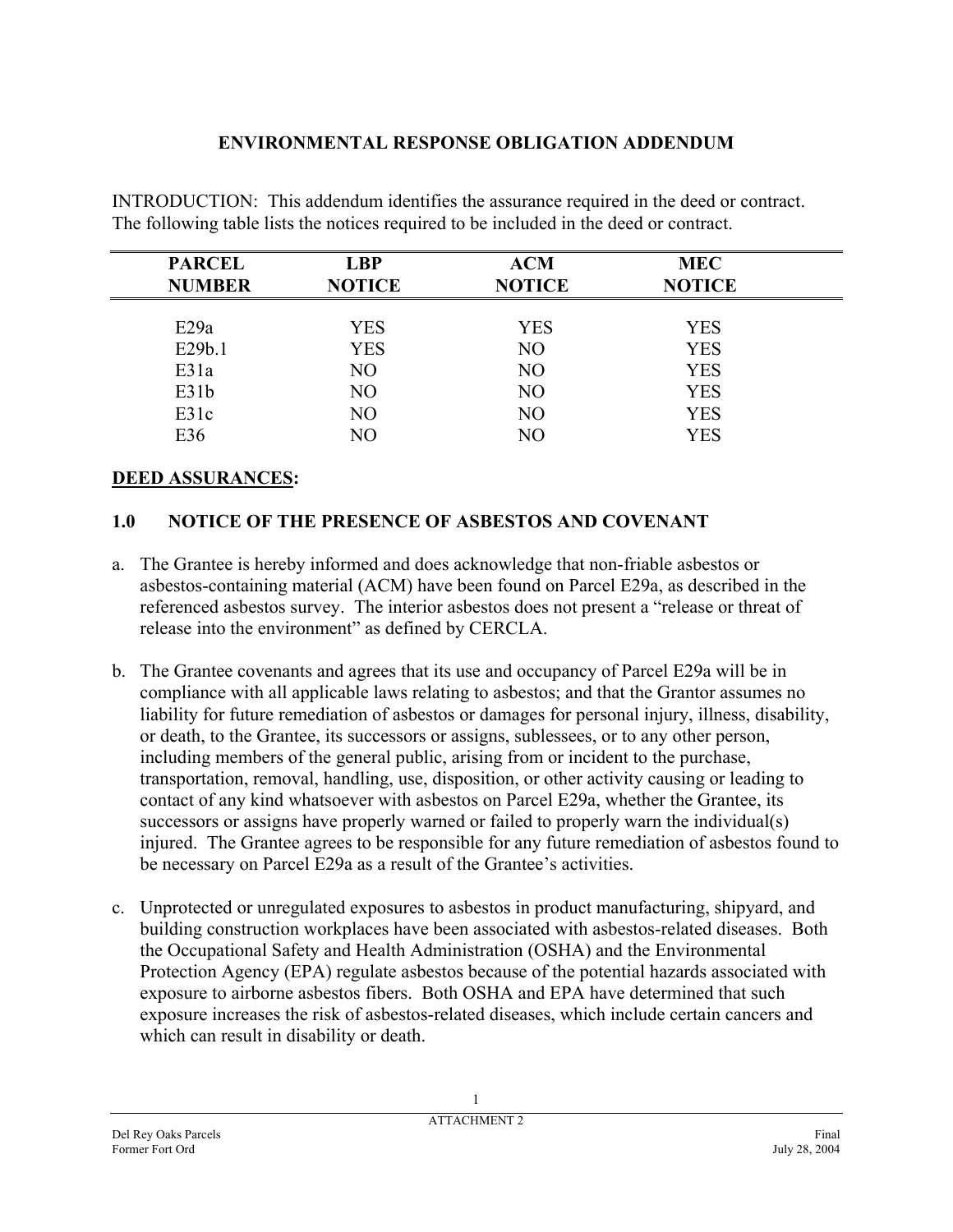# ENVIRONMENTAL RESPONSE OBLIGATION ADDENDUM

INTRODUCTION: This addendum identifies the assurance required in the deed or contract. The following table lists the notices required to be included in the deed or contract.

| PARCEL NUMBER | LBP NOTICE | ACM NOTICE | MEC NOTICE |
|---|---|---|---|
| E29a | YES | YES | YES |
| E29b.1 | YES | NO | YES |
| E31a | NO | NO | YES |
| E31b | NO | NO | YES |
| E31c | NO | NO | YES |
| E36 | NO | NO | YES |

**DEED ASSURANCES:**

## 1.0 NOTICE OF THE PRESENCE OF ASBESTOS AND COVENANT

a. The Grantee is hereby informed and does acknowledge that non-friable asbestos or asbestos-containing material (ACM) have been found on Parcel E29a, as described in the referenced asbestos survey. The interior asbestos does not present a "release or threat of release into the environment" as defined by CERCLA.

b. The Grantee covenants and agrees that its use and occupancy of Parcel E29a will be in compliance with all applicable laws relating to asbestos; and that the Grantor assumes no liability for future remediation of asbestos or damages for personal injury, illness, disability, or death, to the Grantee, its successors or assigns, sublessees, or to any other person, including members of the general public, arising from or incident to the purchase, transportation, removal, handling, use, disposition, or other activity causing or leading to contact of any kind whatsoever with asbestos on Parcel E29a, whether the Grantee, its successors or assigns have properly warned or failed to properly warn the individual(s) injured. The Grantee agrees to be responsible for any future remediation of asbestos found to be necessary on Parcel E29a as a result of the Grantee's activities.

c. Unprotected or unregulated exposures to asbestos in product manufacturing, shipyard, and building construction workplaces have been associated with asbestos-related diseases. Both the Occupational Safety and Health Administration (OSHA) and the Environmental Protection Agency (EPA) regulate asbestos because of the potential hazards associated with exposure to airborne asbestos fibers. Both OSHA and EPA have determined that such exposure increases the risk of asbestos-related diseases, which include certain cancers and which can result in disability or death.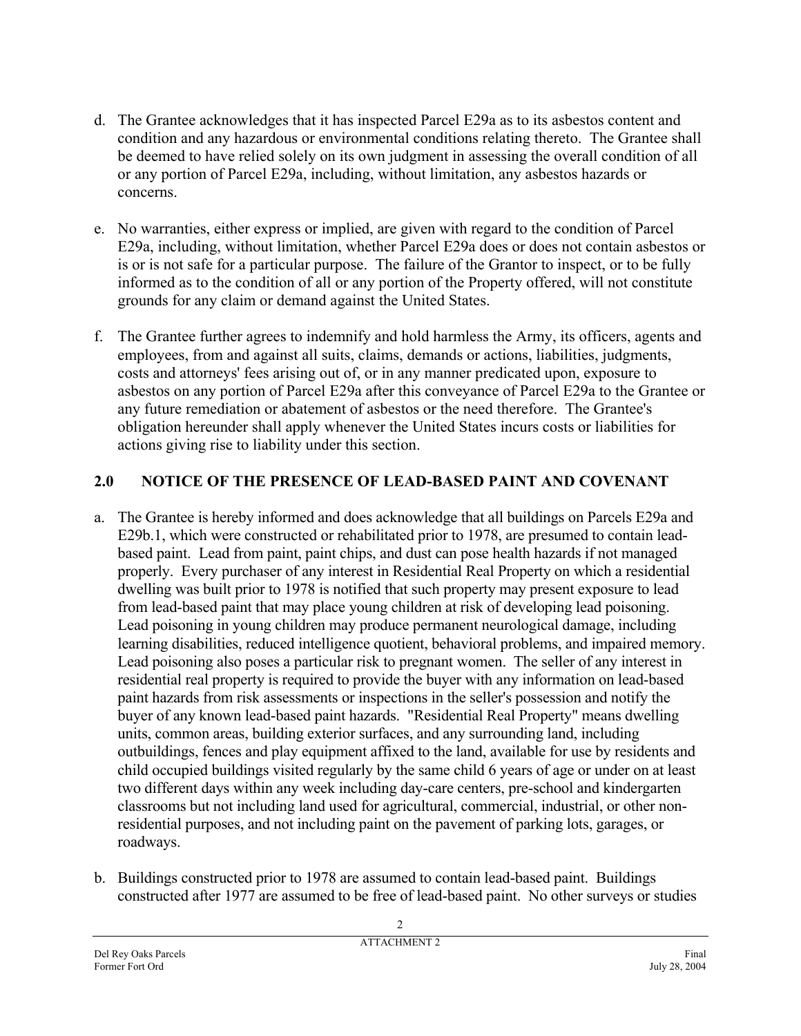d. The Grantee acknowledges that it has inspected Parcel E29a as to its asbestos content and condition and any hazardous or environmental conditions relating thereto. The Grantee shall be deemed to have relied solely on its own judgment in assessing the overall condition of all or any portion of Parcel E29a, including, without limitation, any asbestos hazards or concerns.

e. No warranties, either express or implied, are given with regard to the condition of Parcel E29a, including, without limitation, whether Parcel E29a does or does not contain asbestos or is or is not safe for a particular purpose. The failure of the Grantor to inspect, or to be fully informed as to the condition of all or any portion of the Property offered, will not constitute grounds for any claim or demand against the United States.

f. The Grantee further agrees to indemnify and hold harmless the Army, its officers, agents and employees, from and against all suits, claims, demands or actions, liabilities, judgments, costs and attorneys' fees arising out of, or in any manner predicated upon, exposure to asbestos on any portion of Parcel E29a after this conveyance of Parcel E29a to the Grantee or any future remediation or abatement of asbestos or the need therefore. The Grantee's obligation hereunder shall apply whenever the United States incurs costs or liabilities for actions giving rise to liability under this section.

## 2.0 NOTICE OF THE PRESENCE OF LEAD-BASED PAINT AND COVENANT

a. The Grantee is hereby informed and does acknowledge that all buildings on Parcels E29a and E29b.1, which were constructed or rehabilitated prior to 1978, are presumed to contain lead-based paint. Lead from paint, paint chips, and dust can pose health hazards if not managed properly. Every purchaser of any interest in Residential Real Property on which a residential dwelling was built prior to 1978 is notified that such property may present exposure to lead from lead-based paint that may place young children at risk of developing lead poisoning. Lead poisoning in young children may produce permanent neurological damage, including learning disabilities, reduced intelligence quotient, behavioral problems, and impaired memory. Lead poisoning also poses a particular risk to pregnant women. The seller of any interest in residential real property is required to provide the buyer with any information on lead-based paint hazards from risk assessments or inspections in the seller's possession and notify the buyer of any known lead-based paint hazards. "Residential Real Property" means dwelling units, common areas, building exterior surfaces, and any surrounding land, including outbuildings, fences and play equipment affixed to the land, available for use by residents and child occupied buildings visited regularly by the same child 6 years of age or under on at least two different days within any week including day-care centers, pre-school and kindergarten classrooms but not including land used for agricultural, commercial, industrial, or other non-residential purposes, and not including paint on the pavement of parking lots, garages, or roadways.

b. Buildings constructed prior to 1978 are assumed to contain lead-based paint. Buildings constructed after 1977 are assumed to be free of lead-based paint. No other surveys or studies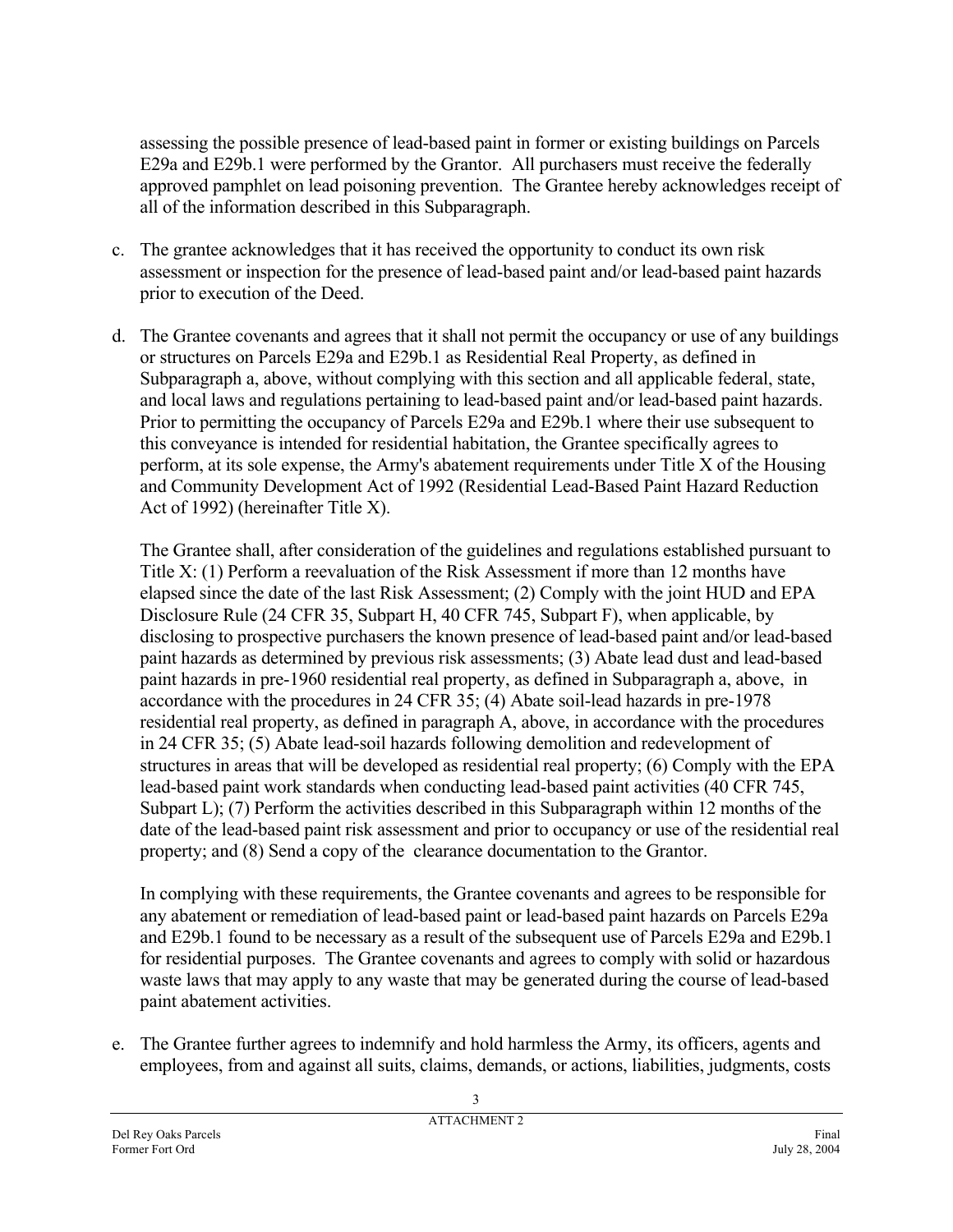assessing the possible presence of lead-based paint in former or existing buildings on Parcels E29a and E29b.1 were performed by the Grantor. All purchasers must receive the federally approved pamphlet on lead poisoning prevention. The Grantee hereby acknowledges receipt of all of the information described in this Subparagraph.

c. The grantee acknowledges that it has received the opportunity to conduct its own risk assessment or inspection for the presence of lead-based paint and/or lead-based paint hazards prior to execution of the Deed.

d. The Grantee covenants and agrees that it shall not permit the occupancy or use of any buildings or structures on Parcels E29a and E29b.1 as Residential Real Property, as defined in Subparagraph a, above, without complying with this section and all applicable federal, state, and local laws and regulations pertaining to lead-based paint and/or lead-based paint hazards. Prior to permitting the occupancy of Parcels E29a and E29b.1 where their use subsequent to this conveyance is intended for residential habitation, the Grantee specifically agrees to perform, at its sole expense, the Army's abatement requirements under Title X of the Housing and Community Development Act of 1992 (Residential Lead-Based Paint Hazard Reduction Act of 1992) (hereinafter Title X).

   The Grantee shall, after consideration of the guidelines and regulations established pursuant to Title X: (1) Perform a reevaluation of the Risk Assessment if more than 12 months have elapsed since the date of the last Risk Assessment; (2) Comply with the joint HUD and EPA Disclosure Rule (24 CFR 35, Subpart H, 40 CFR 745, Subpart F), when applicable, by disclosing to prospective purchasers the known presence of lead-based paint and/or lead-based paint hazards as determined by previous risk assessments; (3) Abate lead dust and lead-based paint hazards in pre-1960 residential real property, as defined in Subparagraph a, above, in accordance with the procedures in 24 CFR 35; (4) Abate soil-lead hazards in pre-1978 residential real property, as defined in paragraph A, above, in accordance with the procedures in 24 CFR 35; (5) Abate lead-soil hazards following demolition and redevelopment of structures in areas that will be developed as residential real property; (6) Comply with the EPA lead-based paint work standards when conducting lead-based paint activities (40 CFR 745, Subpart L); (7) Perform the activities described in this Subparagraph within 12 months of the date of the lead-based paint risk assessment and prior to occupancy or use of the residential real property; and (8) Send a copy of the clearance documentation to the Grantor.

   In complying with these requirements, the Grantee covenants and agrees to be responsible for any abatement or remediation of lead-based paint or lead-based paint hazards on Parcels E29a and E29b.1 found to be necessary as a result of the subsequent use of Parcels E29a and E29b.1 for residential purposes. The Grantee covenants and agrees to comply with solid or hazardous waste laws that may apply to any waste that may be generated during the course of lead-based paint abatement activities.

e. The Grantee further agrees to indemnify and hold harmless the Army, its officers, agents and employees, from and against all suits, claims, demands, or actions, liabilities, judgments, costs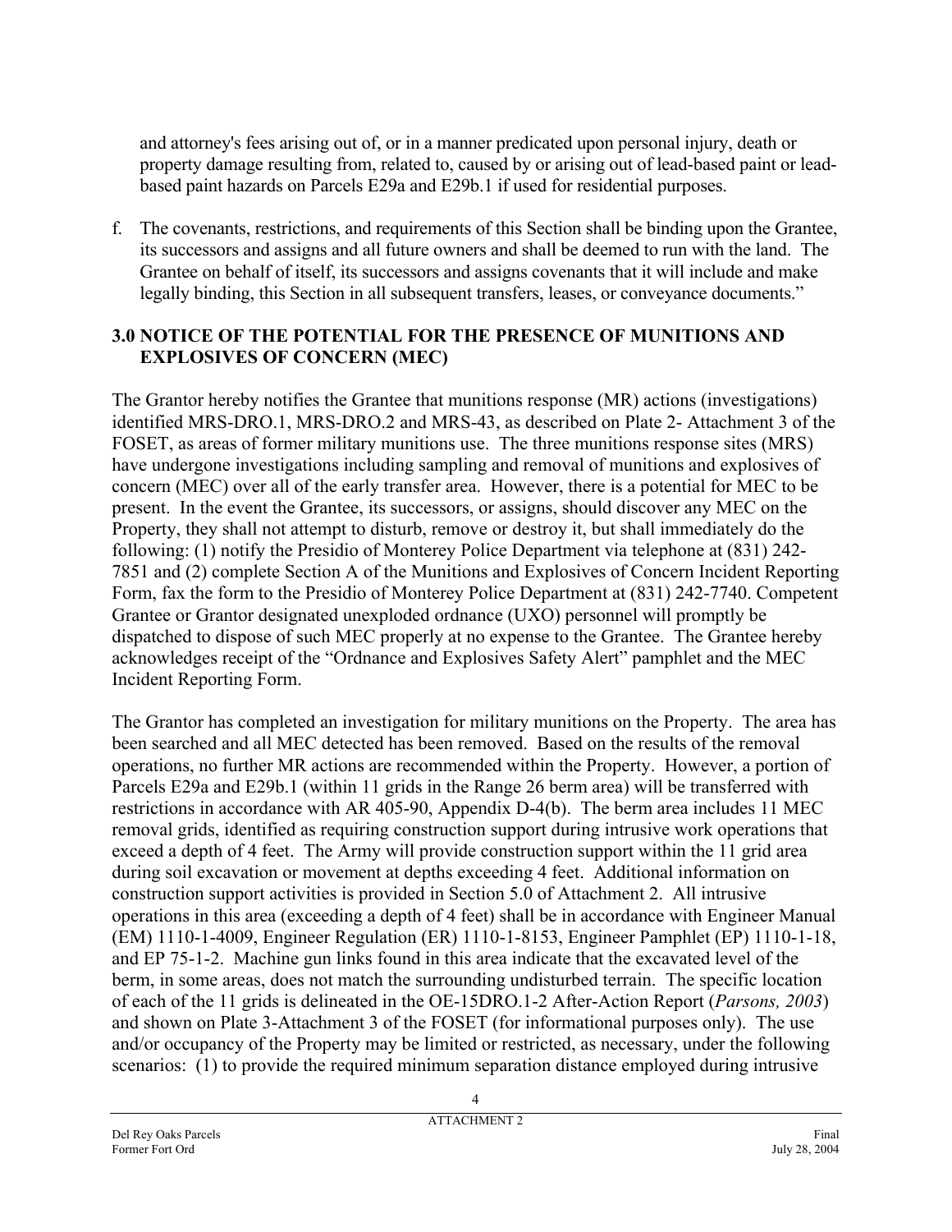and attorney's fees arising out of, or in a manner predicated upon personal injury, death or property damage resulting from, related to, caused by or arising out of lead-based paint or lead-based paint hazards on Parcels E29a and E29b.1 if used for residential purposes.

f. The covenants, restrictions, and requirements of this Section shall be binding upon the Grantee, its successors and assigns and all future owners and shall be deemed to run with the land. The Grantee on behalf of itself, its successors and assigns covenants that it will include and make legally binding, this Section in all subsequent transfers, leases, or conveyance documents."

## 3.0 NOTICE OF THE POTENTIAL FOR THE PRESENCE OF MUNITIONS AND EXPLOSIVES OF CONCERN (MEC)

The Grantor hereby notifies the Grantee that munitions response (MR) actions (investigations) identified MRS-DRO.1, MRS-DRO.2 and MRS-43, as described on Plate 2- Attachment 3 of the FOSET, as areas of former military munitions use. The three munitions response sites (MRS) have undergone investigations including sampling and removal of munitions and explosives of concern (MEC) over all of the early transfer area. However, there is a potential for MEC to be present. In the event the Grantee, its successors, or assigns, should discover any MEC on the Property, they shall not attempt to disturb, remove or destroy it, but shall immediately do the following: (1) notify the Presidio of Monterey Police Department via telephone at (831) 242-7851 and (2) complete Section A of the Munitions and Explosives of Concern Incident Reporting Form, fax the form to the Presidio of Monterey Police Department at (831) 242-7740. Competent Grantee or Grantor designated unexploded ordnance (UXO) personnel will promptly be dispatched to dispose of such MEC properly at no expense to the Grantee. The Grantee hereby acknowledges receipt of the "Ordnance and Explosives Safety Alert" pamphlet and the MEC Incident Reporting Form.

The Grantor has completed an investigation for military munitions on the Property. The area has been searched and all MEC detected has been removed. Based on the results of the removal operations, no further MR actions are recommended within the Property. However, a portion of Parcels E29a and E29b.1 (within 11 grids in the Range 26 berm area) will be transferred with restrictions in accordance with AR 405-90, Appendix D-4(b). The berm area includes 11 MEC removal grids, identified as requiring construction support during intrusive work operations that exceed a depth of 4 feet. The Army will provide construction support within the 11 grid area during soil excavation or movement at depths exceeding 4 feet. Additional information on construction support activities is provided in Section 5.0 of Attachment 2. All intrusive operations in this area (exceeding a depth of 4 feet) shall be in accordance with Engineer Manual (EM) 1110-1-4009, Engineer Regulation (ER) 1110-1-8153, Engineer Pamphlet (EP) 1110-1-18, and EP 75-1-2. Machine gun links found in this area indicate that the excavated level of the berm, in some areas, does not match the surrounding undisturbed terrain. The specific location of each of the 11 grids is delineated in the OE-15DRO.1-2 After-Action Report (*Parsons, 2003*) and shown on Plate 3-Attachment 3 of the FOSET (for informational purposes only). The use and/or occupancy of the Property may be limited or restricted, as necessary, under the following scenarios: (1) to provide the required minimum separation distance employed during intrusive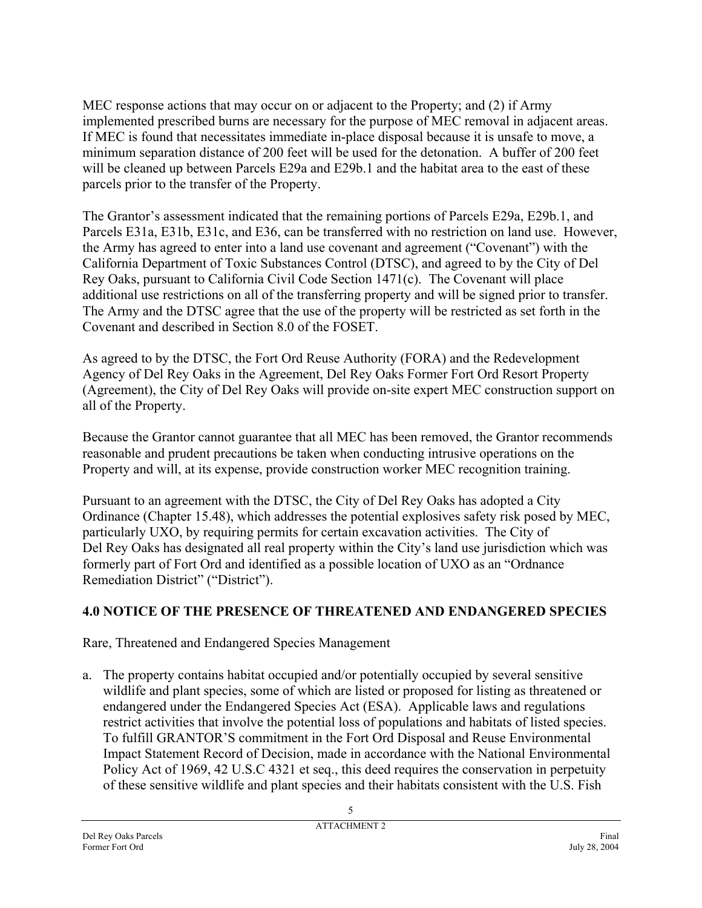MEC response actions that may occur on or adjacent to the Property; and (2) if Army implemented prescribed burns are necessary for the purpose of MEC removal in adjacent areas. If MEC is found that necessitates immediate in-place disposal because it is unsafe to move, a minimum separation distance of 200 feet will be used for the detonation. A buffer of 200 feet will be cleaned up between Parcels E29a and E29b.1 and the habitat area to the east of these parcels prior to the transfer of the Property.

The Grantor's assessment indicated that the remaining portions of Parcels E29a, E29b.1, and Parcels E31a, E31b, E31c, and E36, can be transferred with no restriction on land use. However, the Army has agreed to enter into a land use covenant and agreement ("Covenant") with the California Department of Toxic Substances Control (DTSC), and agreed to by the City of Del Rey Oaks, pursuant to California Civil Code Section 1471(c). The Covenant will place additional use restrictions on all of the transferring property and will be signed prior to transfer. The Army and the DTSC agree that the use of the property will be restricted as set forth in the Covenant and described in Section 8.0 of the FOSET.

As agreed to by the DTSC, the Fort Ord Reuse Authority (FORA) and the Redevelopment Agency of Del Rey Oaks in the Agreement, Del Rey Oaks Former Fort Ord Resort Property (Agreement), the City of Del Rey Oaks will provide on-site expert MEC construction support on all of the Property.

Because the Grantor cannot guarantee that all MEC has been removed, the Grantor recommends reasonable and prudent precautions be taken when conducting intrusive operations on the Property and will, at its expense, provide construction worker MEC recognition training.

Pursuant to an agreement with the DTSC, the City of Del Rey Oaks has adopted a City Ordinance (Chapter 15.48), which addresses the potential explosives safety risk posed by MEC, particularly UXO, by requiring permits for certain excavation activities. The City of Del Rey Oaks has designated all real property within the City's land use jurisdiction which was formerly part of Fort Ord and identified as a possible location of UXO as an "Ordnance Remediation District" ("District").

## 4.0 NOTICE OF THE PRESENCE OF THREATENED AND ENDANGERED SPECIES

Rare, Threatened and Endangered Species Management

a. The property contains habitat occupied and/or potentially occupied by several sensitive wildlife and plant species, some of which are listed or proposed for listing as threatened or endangered under the Endangered Species Act (ESA). Applicable laws and regulations restrict activities that involve the potential loss of populations and habitats of listed species. To fulfill GRANTOR'S commitment in the Fort Ord Disposal and Reuse Environmental Impact Statement Record of Decision, made in accordance with the National Environmental Policy Act of 1969, 42 U.S.C 4321 et seq., this deed requires the conservation in perpetuity of these sensitive wildlife and plant species and their habitats consistent with the U.S. Fish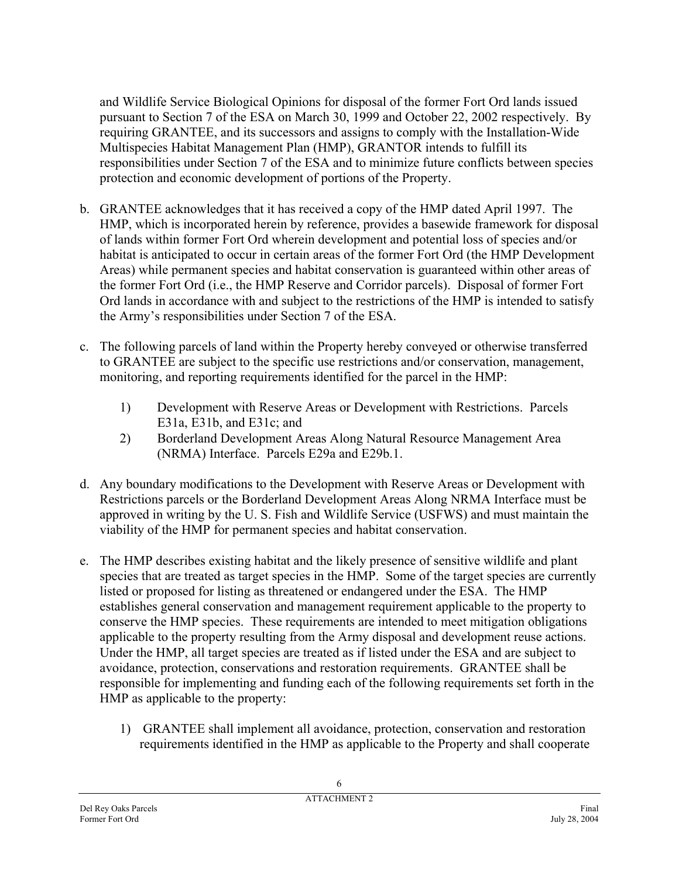and Wildlife Service Biological Opinions for disposal of the former Fort Ord lands issued pursuant to Section 7 of the ESA on March 30, 1999 and October 22, 2002 respectively. By requiring GRANTEE, and its successors and assigns to comply with the Installation-Wide Multispecies Habitat Management Plan (HMP), GRANTOR intends to fulfill its responsibilities under Section 7 of the ESA and to minimize future conflicts between species protection and economic development of portions of the Property.

b. GRANTEE acknowledges that it has received a copy of the HMP dated April 1997. The HMP, which is incorporated herein by reference, provides a basewide framework for disposal of lands within former Fort Ord wherein development and potential loss of species and/or habitat is anticipated to occur in certain areas of the former Fort Ord (the HMP Development Areas) while permanent species and habitat conservation is guaranteed within other areas of the former Fort Ord (i.e., the HMP Reserve and Corridor parcels). Disposal of former Fort Ord lands in accordance with and subject to the restrictions of the HMP is intended to satisfy the Army's responsibilities under Section 7 of the ESA.

c. The following parcels of land within the Property hereby conveyed or otherwise transferred to GRANTEE are subject to the specific use restrictions and/or conservation, management, monitoring, and reporting requirements identified for the parcel in the HMP:

   1) Development with Reserve Areas or Development with Restrictions. Parcels E31a, E31b, and E31c; and
   2) Borderland Development Areas Along Natural Resource Management Area (NRMA) Interface. Parcels E29a and E29b.1.

d. Any boundary modifications to the Development with Reserve Areas or Development with Restrictions parcels or the Borderland Development Areas Along NRMA Interface must be approved in writing by the U. S. Fish and Wildlife Service (USFWS) and must maintain the viability of the HMP for permanent species and habitat conservation.

e. The HMP describes existing habitat and the likely presence of sensitive wildlife and plant species that are treated as target species in the HMP. Some of the target species are currently listed or proposed for listing as threatened or endangered under the ESA. The HMP establishes general conservation and management requirement applicable to the property to conserve the HMP species. These requirements are intended to meet mitigation obligations applicable to the property resulting from the Army disposal and development reuse actions. Under the HMP, all target species are treated as if listed under the ESA and are subject to avoidance, protection, conservations and restoration requirements. GRANTEE shall be responsible for implementing and funding each of the following requirements set forth in the HMP as applicable to the property:

   1) GRANTEE shall implement all avoidance, protection, conservation and restoration requirements identified in the HMP as applicable to the Property and shall cooperate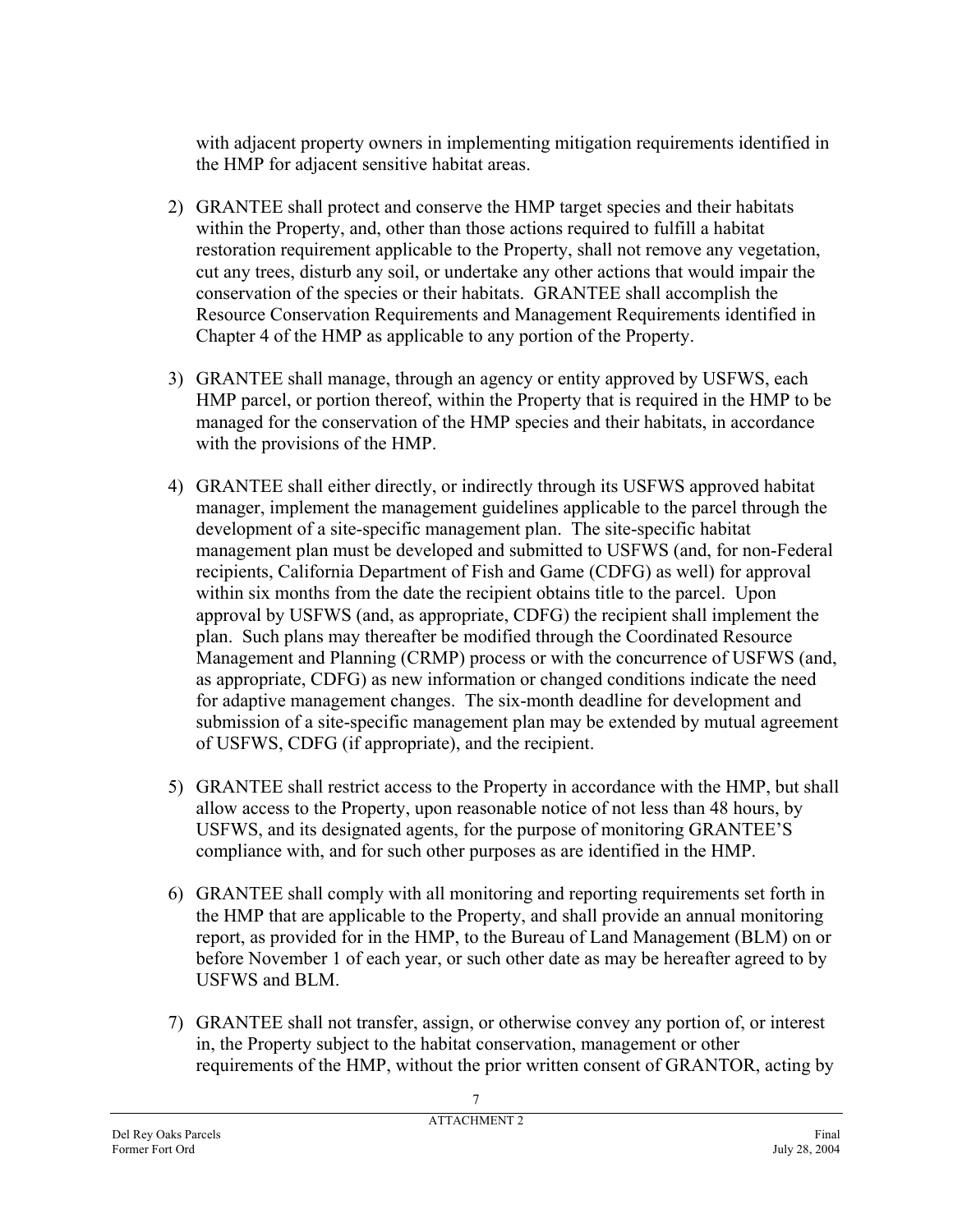with adjacent property owners in implementing mitigation requirements identified in the HMP for adjacent sensitive habitat areas.

2) GRANTEE shall protect and conserve the HMP target species and their habitats within the Property, and, other than those actions required to fulfill a habitat restoration requirement applicable to the Property, shall not remove any vegetation, cut any trees, disturb any soil, or undertake any other actions that would impair the conservation of the species or their habitats. GRANTEE shall accomplish the Resource Conservation Requirements and Management Requirements identified in Chapter 4 of the HMP as applicable to any portion of the Property.

3) GRANTEE shall manage, through an agency or entity approved by USFWS, each HMP parcel, or portion thereof, within the Property that is required in the HMP to be managed for the conservation of the HMP species and their habitats, in accordance with the provisions of the HMP.

4) GRANTEE shall either directly, or indirectly through its USFWS approved habitat manager, implement the management guidelines applicable to the parcel through the development of a site-specific management plan. The site-specific habitat management plan must be developed and submitted to USFWS (and, for non-Federal recipients, California Department of Fish and Game (CDFG) as well) for approval within six months from the date the recipient obtains title to the parcel. Upon approval by USFWS (and, as appropriate, CDFG) the recipient shall implement the plan. Such plans may thereafter be modified through the Coordinated Resource Management and Planning (CRMP) process or with the concurrence of USFWS (and, as appropriate, CDFG) as new information or changed conditions indicate the need for adaptive management changes. The six-month deadline for development and submission of a site-specific management plan may be extended by mutual agreement of USFWS, CDFG (if appropriate), and the recipient.

5) GRANTEE shall restrict access to the Property in accordance with the HMP, but shall allow access to the Property, upon reasonable notice of not less than 48 hours, by USFWS, and its designated agents, for the purpose of monitoring GRANTEE'S compliance with, and for such other purposes as are identified in the HMP.

6) GRANTEE shall comply with all monitoring and reporting requirements set forth in the HMP that are applicable to the Property, and shall provide an annual monitoring report, as provided for in the HMP, to the Bureau of Land Management (BLM) on or before November 1 of each year, or such other date as may be hereafter agreed to by USFWS and BLM.

7) GRANTEE shall not transfer, assign, or otherwise convey any portion of, or interest in, the Property subject to the habitat conservation, management or other requirements of the HMP, without the prior written consent of GRANTOR, acting by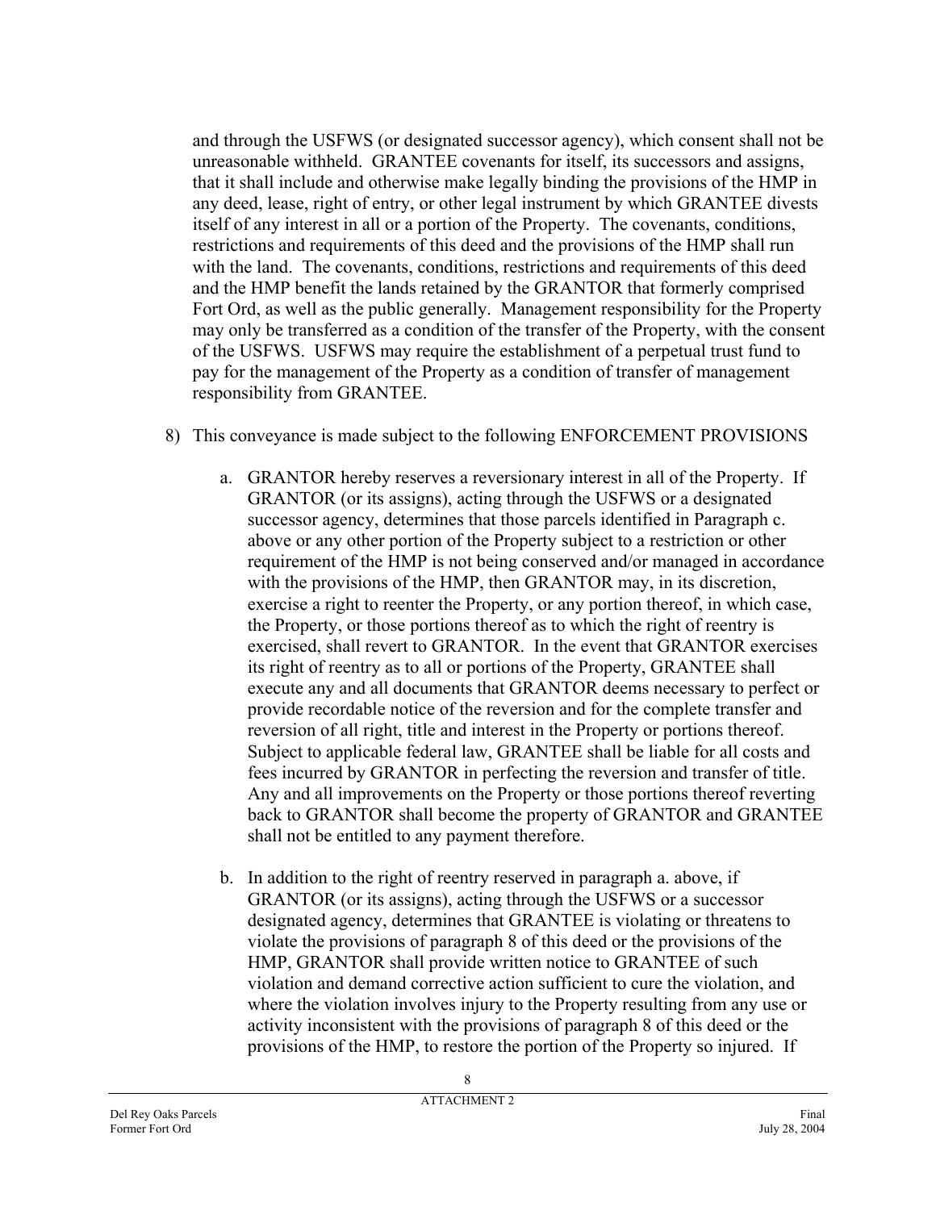and through the USFWS (or designated successor agency), which consent shall not be unreasonable withheld. GRANTEE covenants for itself, its successors and assigns, that it shall include and otherwise make legally binding the provisions of the HMP in any deed, lease, right of entry, or other legal instrument by which GRANTEE divests itself of any interest in all or a portion of the Property. The covenants, conditions, restrictions and requirements of this deed and the provisions of the HMP shall run with the land. The covenants, conditions, restrictions and requirements of this deed and the HMP benefit the lands retained by the GRANTOR that formerly comprised Fort Ord, as well as the public generally. Management responsibility for the Property may only be transferred as a condition of the transfer of the Property, with the consent of the USFWS. USFWS may require the establishment of a perpetual trust fund to pay for the management of the Property as a condition of transfer of management responsibility from GRANTEE.

8) This conveyance is made subject to the following ENFORCEMENT PROVISIONS

   a. GRANTOR hereby reserves a reversionary interest in all of the Property. If GRANTOR (or its assigns), acting through the USFWS or a designated successor agency, determines that those parcels identified in Paragraph c. above or any other portion of the Property subject to a restriction or other requirement of the HMP is not being conserved and/or managed in accordance with the provisions of the HMP, then GRANTOR may, in its discretion, exercise a right to reenter the Property, or any portion thereof, in which case, the Property, or those portions thereof as to which the right of reentry is exercised, shall revert to GRANTOR. In the event that GRANTOR exercises its right of reentry as to all or portions of the Property, GRANTEE shall execute any and all documents that GRANTOR deems necessary to perfect or provide recordable notice of the reversion and for the complete transfer and reversion of all right, title and interest in the Property or portions thereof. Subject to applicable federal law, GRANTEE shall be liable for all costs and fees incurred by GRANTOR in perfecting the reversion and transfer of title. Any and all improvements on the Property or those portions thereof reverting back to GRANTOR shall become the property of GRANTOR and GRANTEE shall not be entitled to any payment therefore.

   b. In addition to the right of reentry reserved in paragraph a. above, if GRANTOR (or its assigns), acting through the USFWS or a successor designated agency, determines that GRANTEE is violating or threatens to violate the provisions of paragraph 8 of this deed or the provisions of the HMP, GRANTOR shall provide written notice to GRANTEE of such violation and demand corrective action sufficient to cure the violation, and where the violation involves injury to the Property resulting from any use or activity inconsistent with the provisions of paragraph 8 of this deed or the provisions of the HMP, to restore the portion of the Property so injured. If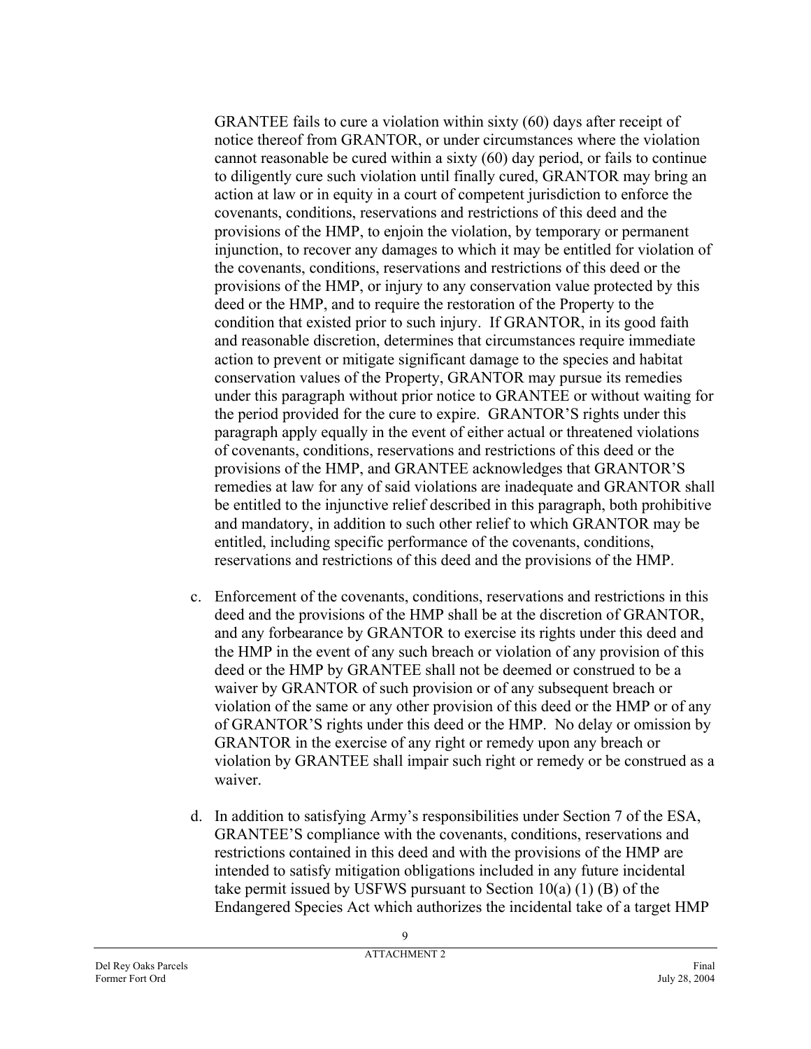GRANTEE fails to cure a violation within sixty (60) days after receipt of notice thereof from GRANTOR, or under circumstances where the violation cannot reasonable be cured within a sixty (60) day period, or fails to continue to diligently cure such violation until finally cured, GRANTOR may bring an action at law or in equity in a court of competent jurisdiction to enforce the covenants, conditions, reservations and restrictions of this deed and the provisions of the HMP, to enjoin the violation, by temporary or permanent injunction, to recover any damages to which it may be entitled for violation of the covenants, conditions, reservations and restrictions of this deed or the provisions of the HMP, or injury to any conservation value protected by this deed or the HMP, and to require the restoration of the Property to the condition that existed prior to such injury. If GRANTOR, in its good faith and reasonable discretion, determines that circumstances require immediate action to prevent or mitigate significant damage to the species and habitat conservation values of the Property, GRANTOR may pursue its remedies under this paragraph without prior notice to GRANTEE or without waiting for the period provided for the cure to expire. GRANTOR'S rights under this paragraph apply equally in the event of either actual or threatened violations of covenants, conditions, reservations and restrictions of this deed or the provisions of the HMP, and GRANTEE acknowledges that GRANTOR'S remedies at law for any of said violations are inadequate and GRANTOR shall be entitled to the injunctive relief described in this paragraph, both prohibitive and mandatory, in addition to such other relief to which GRANTOR may be entitled, including specific performance of the covenants, conditions, reservations and restrictions of this deed and the provisions of the HMP.

c. Enforcement of the covenants, conditions, reservations and restrictions in this deed and the provisions of the HMP shall be at the discretion of GRANTOR, and any forbearance by GRANTOR to exercise its rights under this deed and the HMP in the event of any such breach or violation of any provision of this deed or the HMP by GRANTEE shall not be deemed or construed to be a waiver by GRANTOR of such provision or of any subsequent breach or violation of the same or any other provision of this deed or the HMP or of any of GRANTOR'S rights under this deed or the HMP. No delay or omission by GRANTOR in the exercise of any right or remedy upon any breach or violation by GRANTEE shall impair such right or remedy or be construed as a waiver.

d. In addition to satisfying Army's responsibilities under Section 7 of the ESA, GRANTEE'S compliance with the covenants, conditions, reservations and restrictions contained in this deed and with the provisions of the HMP are intended to satisfy mitigation obligations included in any future incidental take permit issued by USFWS pursuant to Section 10(a) (1) (B) of the Endangered Species Act which authorizes the incidental take of a target HMP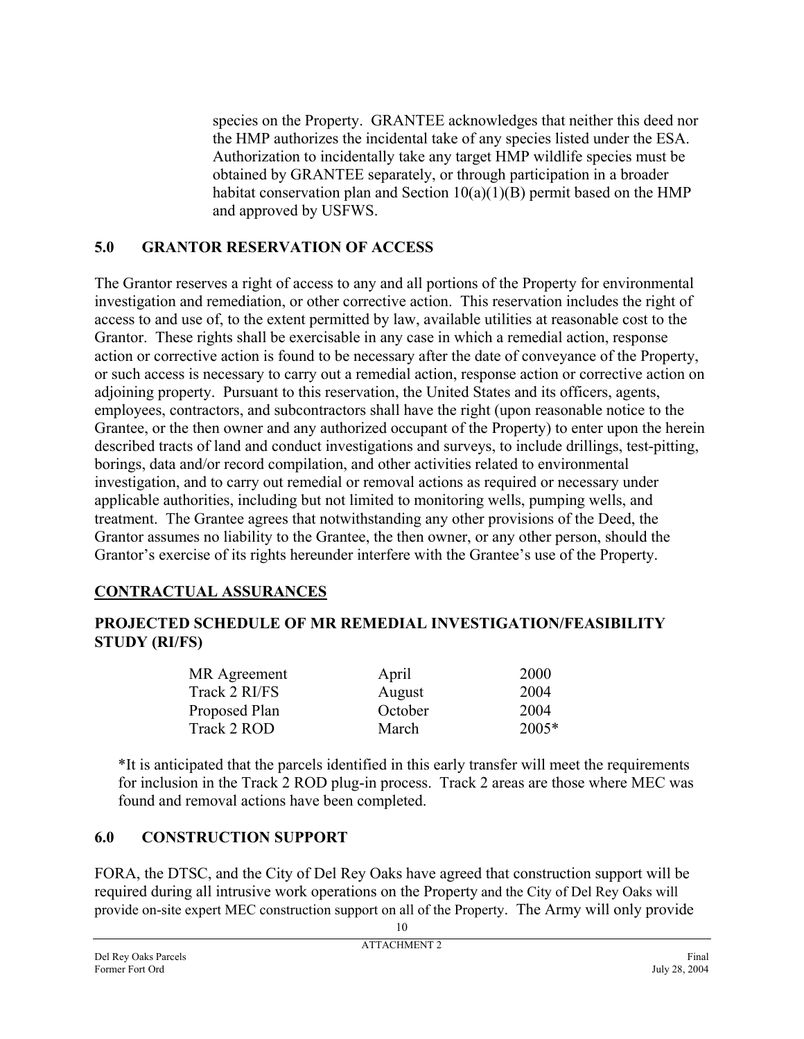species on the Property. GRANTEE acknowledges that neither this deed nor the HMP authorizes the incidental take of any species listed under the ESA. Authorization to incidentally take any target HMP wildlife species must be obtained by GRANTEE separately, or through participation in a broader habitat conservation plan and Section 10(a)(1)(B) permit based on the HMP and approved by USFWS.

## 5.0 GRANTOR RESERVATION OF ACCESS

The Grantor reserves a right of access to any and all portions of the Property for environmental investigation and remediation, or other corrective action. This reservation includes the right of access to and use of, to the extent permitted by law, available utilities at reasonable cost to the Grantor. These rights shall be exercisable in any case in which a remedial action, response action or corrective action is found to be necessary after the date of conveyance of the Property, or such access is necessary to carry out a remedial action, response action or corrective action on adjoining property. Pursuant to this reservation, the United States and its officers, agents, employees, contractors, and subcontractors shall have the right (upon reasonable notice to the Grantee, or the then owner and any authorized occupant of the Property) to enter upon the herein described tracts of land and conduct investigations and surveys, to include drillings, test-pitting, borings, data and/or record compilation, and other activities related to environmental investigation, and to carry out remedial or removal actions as required or necessary under applicable authorities, including but not limited to monitoring wells, pumping wells, and treatment. The Grantee agrees that notwithstanding any other provisions of the Deed, the Grantor assumes no liability to the Grantee, the then owner, or any other person, should the Grantor's exercise of its rights hereunder interfere with the Grantee's use of the Property.

## CONTRACTUAL ASSURANCES

### PROJECTED SCHEDULE OF MR REMEDIAL INVESTIGATION/FEASIBILITY STUDY (RI/FS)

| | | |
|---|---|---|
| MR Agreement | April | 2000 |
| Track 2 RI/FS | August | 2004 |
| Proposed Plan | October | 2004 |
| Track 2 ROD | March | 2005* |

*It is anticipated that the parcels identified in this early transfer will meet the requirements for inclusion in the Track 2 ROD plug-in process. Track 2 areas are those where MEC was found and removal actions have been completed.

## 6.0 CONSTRUCTION SUPPORT

FORA, the DTSC, and the City of Del Rey Oaks have agreed that construction support will be required during all intrusive work operations on the Property and the City of Del Rey Oaks will provide on-site expert MEC construction support on all of the Property. The Army will only provide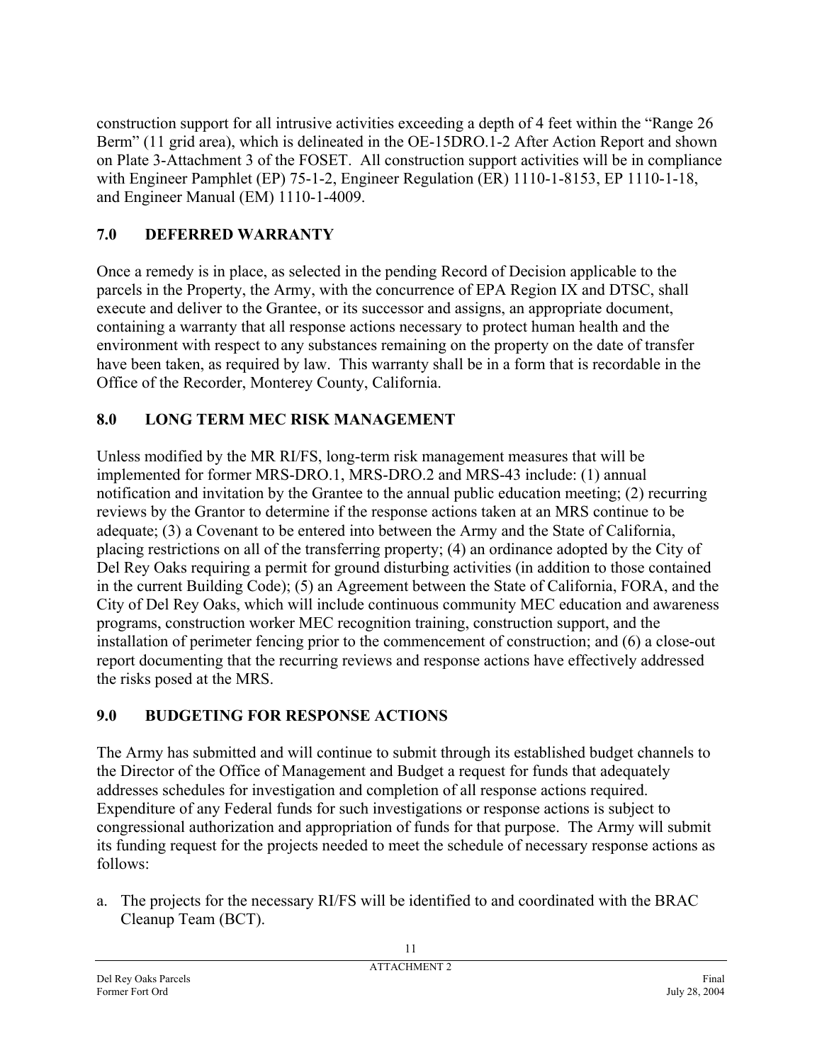construction support for all intrusive activities exceeding a depth of 4 feet within the "Range 26 Berm" (11 grid area), which is delineated in the OE-15DRO.1-2 After Action Report and shown on Plate 3-Attachment 3 of the FOSET. All construction support activities will be in compliance with Engineer Pamphlet (EP) 75-1-2, Engineer Regulation (ER) 1110-1-8153, EP 1110-1-18, and Engineer Manual (EM) 1110-1-4009.

## 7.0 DEFERRED WARRANTY

Once a remedy is in place, as selected in the pending Record of Decision applicable to the parcels in the Property, the Army, with the concurrence of EPA Region IX and DTSC, shall execute and deliver to the Grantee, or its successor and assigns, an appropriate document, containing a warranty that all response actions necessary to protect human health and the environment with respect to any substances remaining on the property on the date of transfer have been taken, as required by law. This warranty shall be in a form that is recordable in the Office of the Recorder, Monterey County, California.

## 8.0 LONG TERM MEC RISK MANAGEMENT

Unless modified by the MR RI/FS, long-term risk management measures that will be implemented for former MRS-DRO.1, MRS-DRO.2 and MRS-43 include: (1) annual notification and invitation by the Grantee to the annual public education meeting; (2) recurring reviews by the Grantor to determine if the response actions taken at an MRS continue to be adequate; (3) a Covenant to be entered into between the Army and the State of California, placing restrictions on all of the transferring property; (4) an ordinance adopted by the City of Del Rey Oaks requiring a permit for ground disturbing activities (in addition to those contained in the current Building Code); (5) an Agreement between the State of California, FORA, and the City of Del Rey Oaks, which will include continuous community MEC education and awareness programs, construction worker MEC recognition training, construction support, and the installation of perimeter fencing prior to the commencement of construction; and (6) a close-out report documenting that the recurring reviews and response actions have effectively addressed the risks posed at the MRS.

## 9.0 BUDGETING FOR RESPONSE ACTIONS

The Army has submitted and will continue to submit through its established budget channels to the Director of the Office of Management and Budget a request for funds that adequately addresses schedules for investigation and completion of all response actions required. Expenditure of any Federal funds for such investigations or response actions is subject to congressional authorization and appropriation of funds for that purpose. The Army will submit its funding request for the projects needed to meet the schedule of necessary response actions as follows:

a. The projects for the necessary RI/FS will be identified to and coordinated with the BRAC Cleanup Team (BCT).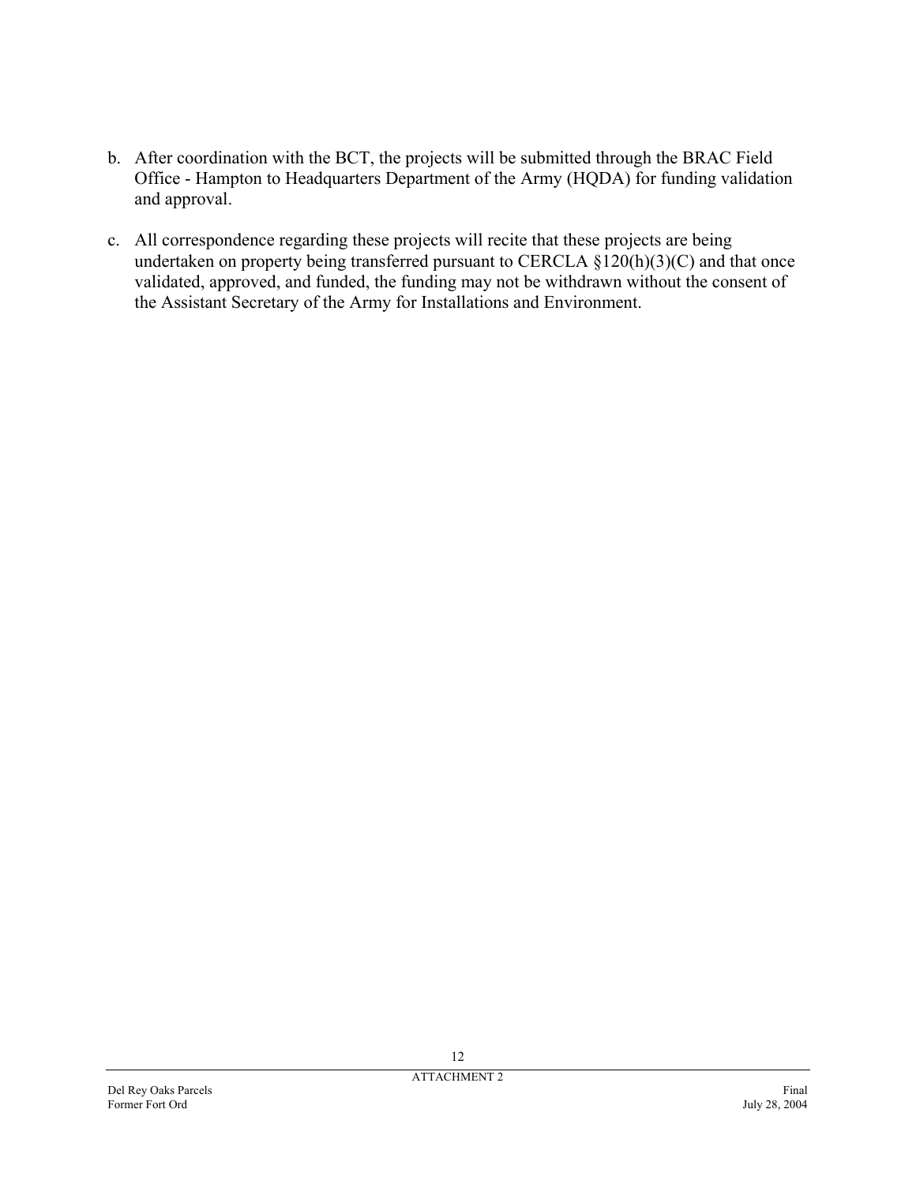b. After coordination with the BCT, the projects will be submitted through the BRAC Field Office - Hampton to Headquarters Department of the Army (HQDA) for funding validation and approval.

c. All correspondence regarding these projects will recite that these projects are being undertaken on property being transferred pursuant to CERCLA §120(h)(3)(C) and that once validated, approved, and funded, the funding may not be withdrawn without the consent of the Assistant Secretary of the Army for Installations and Environment.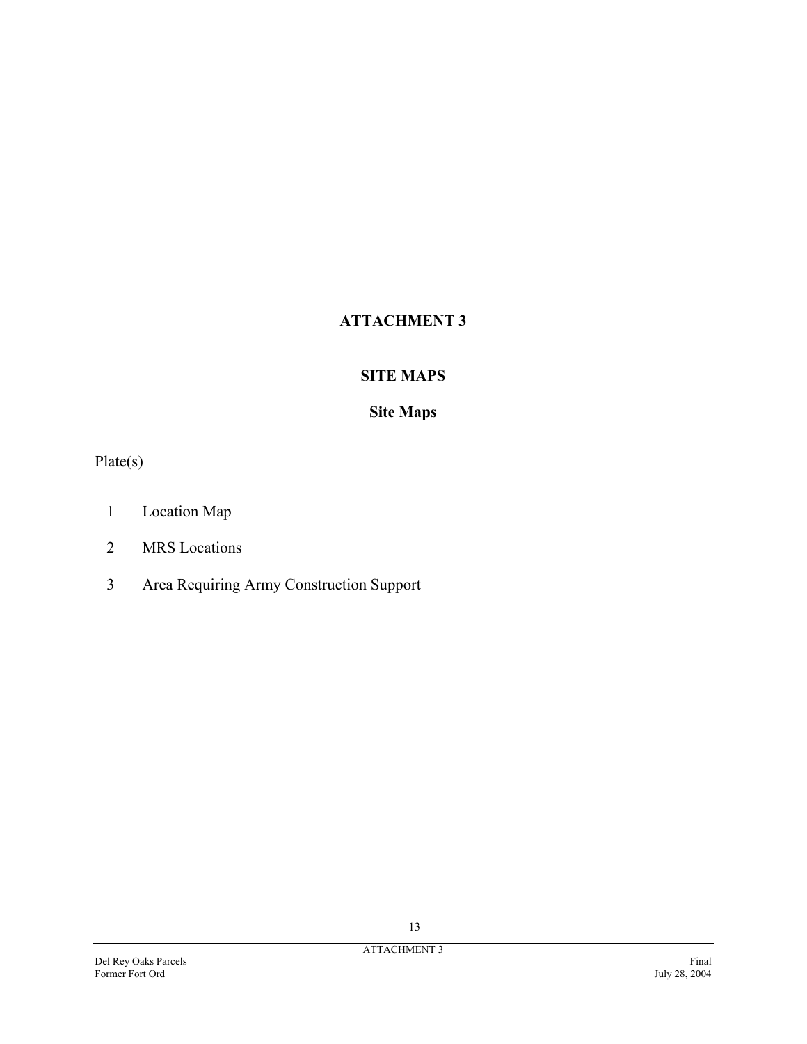# ATTACHMENT 3

## SITE MAPS

### Site Maps

Plate(s)

1. Location Map
2. MRS Locations
3. Area Requiring Army Construction Support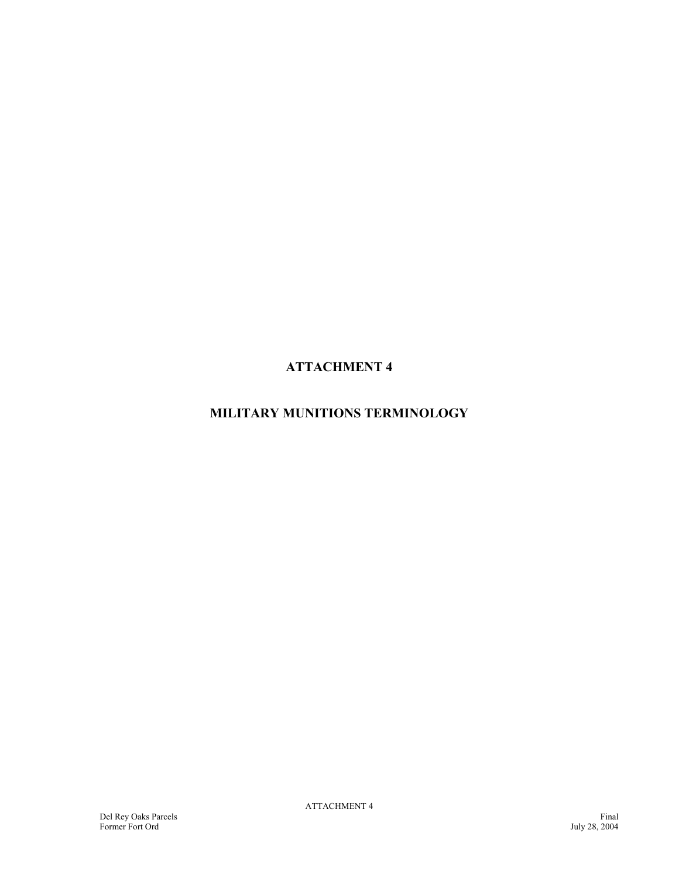# ATTACHMENT 4

# MILITARY MUNITIONS TERMINOLOGY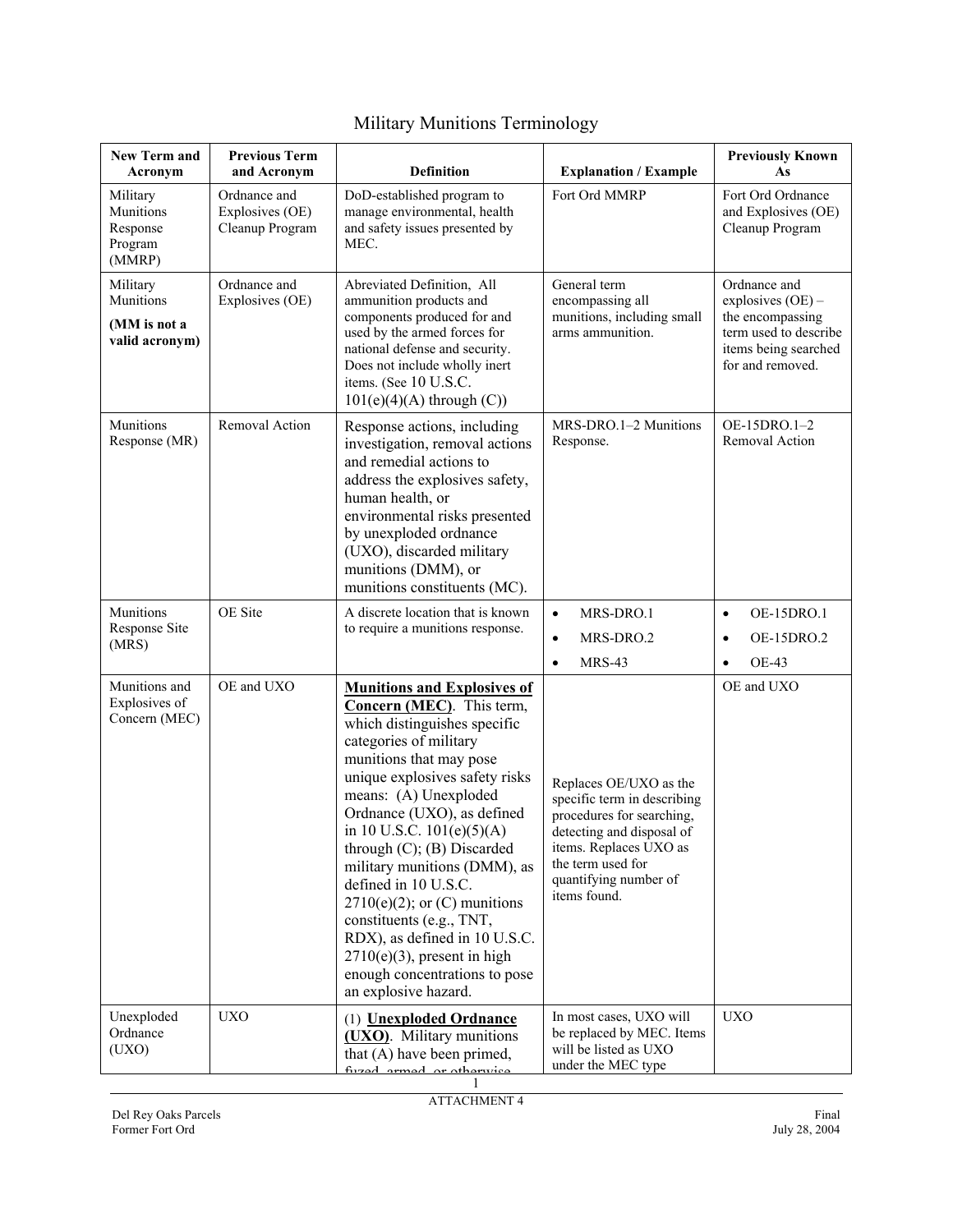# Military Munitions Terminology

| New Term and Acronym | Previous Term and Acronym | Definition | Explanation / Example | Previously Known As |
|---|---|---|---|---|
| Military Munitions Response Program (MMRP) | Ordnance and Explosives (OE) Cleanup Program | DoD-established program to manage environmental, health and safety issues presented by MEC. | Fort Ord MMRP | Fort Ord Ordnance and Explosives (OE) Cleanup Program |
| Military Munitions **(MM is not a valid acronym)** | Ordnance and Explosives (OE) | Abreviated Definition, All ammunition products and components produced for and used by the armed forces for national defense and security. Does not include wholly inert items. (See 10 U.S.C. 101(e)(4)(A) through (C)) | General term encompassing all munitions, including small arms ammunition. | Ordnance and explosives (OE) – the encompassing term used to describe items being searched for and removed. |
| Munitions Response (MR) | Removal Action | Response actions, including investigation, removal actions and remedial actions to address the explosives safety, human health, or environmental risks presented by unexploded ordnance (UXO), discarded military munitions (DMM), or munitions constituents (MC). | MRS-DRO.1–2 Munitions Response. | OE-15DRO.1–2 Removal Action |
| Munitions Response Site (MRS) | OE Site | A discrete location that is known to require a munitions response. | • MRS-DRO.1<br>• MRS-DRO.2<br>• MRS-43 | • OE-15DRO.1<br>• OE-15DRO.2<br>• OE-43 |
| Munitions and Explosives of Concern (MEC) | OE and UXO | **Munitions and Explosives of Concern (MEC)**. This term, which distinguishes specific categories of military munitions that may pose unique explosives safety risks means: (A) Unexploded Ordnance (UXO), as defined in 10 U.S.C. 101(e)(5)(A) through (C); (B) Discarded military munitions (DMM), as defined in 10 U.S.C. 2710(e)(2); or (C) munitions constituents (e.g., TNT, RDX), as defined in 10 U.S.C. 2710(e)(3), present in high enough concentrations to pose an explosive hazard. | Replaces OE/UXO as the specific term in describing procedures for searching, detecting and disposal of items. Replaces UXO as the term used for quantifying number of items found. | OE and UXO |
| Unexploded Ordnance (UXO) | UXO | (1) **Unexploded Ordnance (UXO)**. Military munitions that (A) have been primed, fuzed, armed, or otherwise | In most cases, UXO will be replaced by MEC. Items will be listed as UXO under the MEC type | UXO |

ATTACHMENT 4

Del Rey Oaks Parcels
Former Fort Ord

Final
July 28, 2004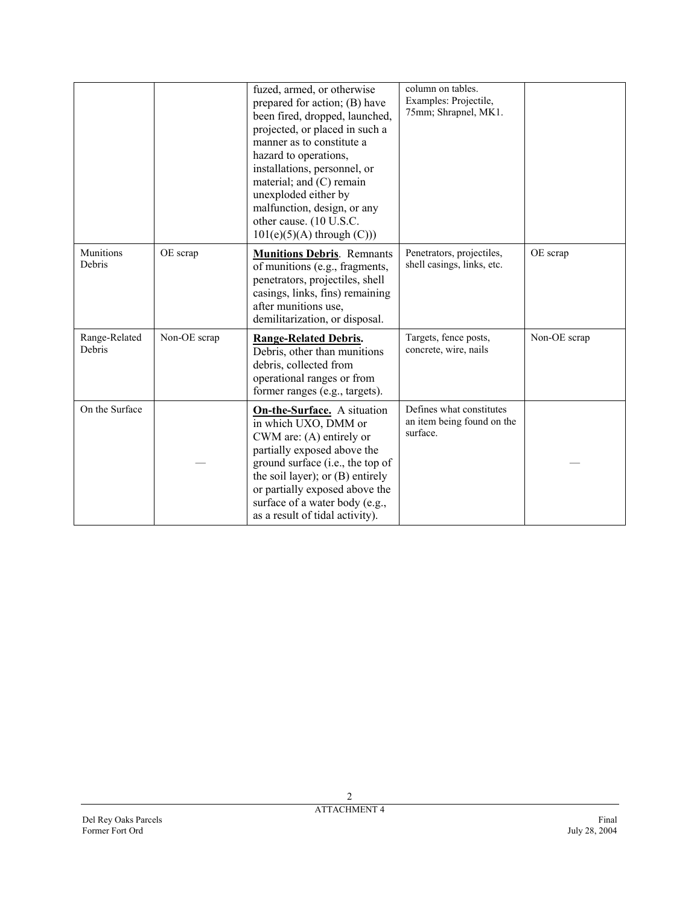|  |  |  |  |  |
|---|---|---|---|---|
|  |  | fuzed, armed, or otherwise prepared for action; (B) have been fired, dropped, launched, projected, or placed in such a manner as to constitute a hazard to operations, installations, personnel, or material; and (C) remain unexploded either by malfunction, design, or any other cause. (10 U.S.C. 101(e)(5)(A) through (C)) | column on tables. Examples: Projectile, 75mm; Shrapnel, MK1. |  |
| Munitions Debris | OE scrap | **Munitions Debris**. Remnants of munitions (e.g., fragments, penetrators, projectiles, shell casings, links, fins) remaining after munitions use, demilitarization, or disposal. | Penetrators, projectiles, shell casings, links, etc. | OE scrap |
| Range-Related Debris | Non-OE scrap | **Range-Related Debris.** Debris, other than munitions debris, collected from operational ranges or from former ranges (e.g., targets). | Targets, fence posts, concrete, wire, nails | Non-OE scrap |
| On the Surface | — | **On-the-Surface.** A situation in which UXO, DMM or CWM are: (A) entirely or partially exposed above the ground surface (i.e., the top of the soil layer); or (B) entirely or partially exposed above the surface of a water body (e.g., as a result of tidal activity). | Defines what constitutes an item being found on the surface. | — |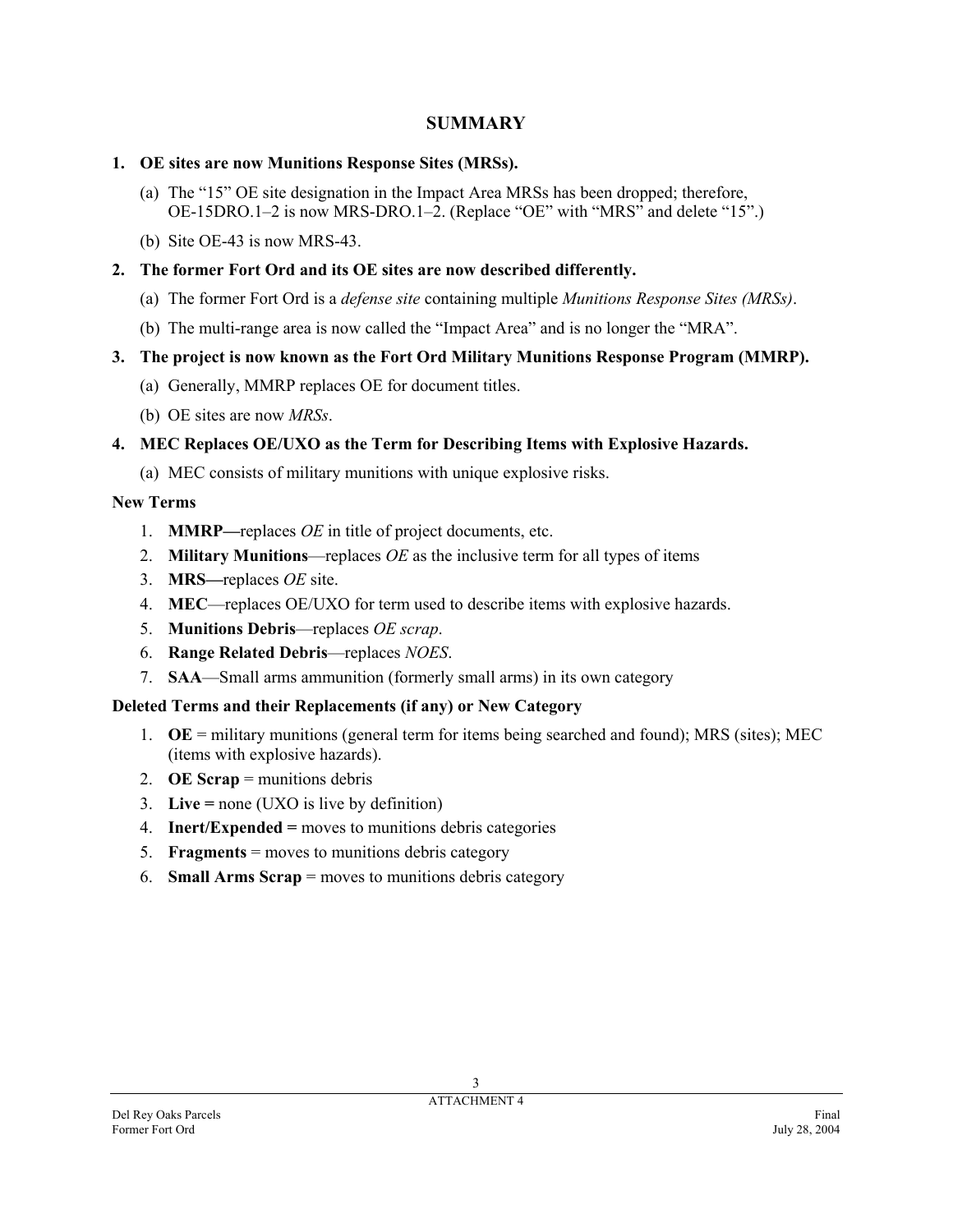## SUMMARY

**1. OE sites are now Munitions Response Sites (MRSs).**

(a) The "15" OE site designation in the Impact Area MRSs has been dropped; therefore, OE-15DRO.1–2 is now MRS-DRO.1–2. (Replace "OE" with "MRS" and delete "15".)

(b) Site OE-43 is now MRS-43.

**2. The former Fort Ord and its OE sites are now described differently.**

(a) The former Fort Ord is a *defense site* containing multiple *Munitions Response Sites (MRSs)*.

(b) The multi-range area is now called the "Impact Area" and is no longer the "MRA".

**3. The project is now known as the Fort Ord Military Munitions Response Program (MMRP).**

(a) Generally, MMRP replaces OE for document titles.

(b) OE sites are now *MRSs*.

**4. MEC Replaces OE/UXO as the Term for Describing Items with Explosive Hazards.**

(a) MEC consists of military munitions with unique explosive risks.

**New Terms**

1. **MMRP—**replaces *OE* in title of project documents, etc.
2. **Military Munitions**—replaces *OE* as the inclusive term for all types of items
3. **MRS—**replaces *OE* site.
4. **MEC**—replaces OE/UXO for term used to describe items with explosive hazards.
5. **Munitions Debris**—replaces *OE scrap*.
6. **Range Related Debris**—replaces *NOES*.
7. **SAA**—Small arms ammunition (formerly small arms) in its own category

**Deleted Terms and their Replacements (if any) or New Category**

1. **OE** = military munitions (general term for items being searched and found); MRS (sites); MEC (items with explosive hazards).
2. **OE Scrap** = munitions debris
3. **Live =** none (UXO is live by definition)
4. **Inert/Expended =** moves to munitions debris categories
5. **Fragments** = moves to munitions debris category
6. **Small Arms Scrap** = moves to munitions debris category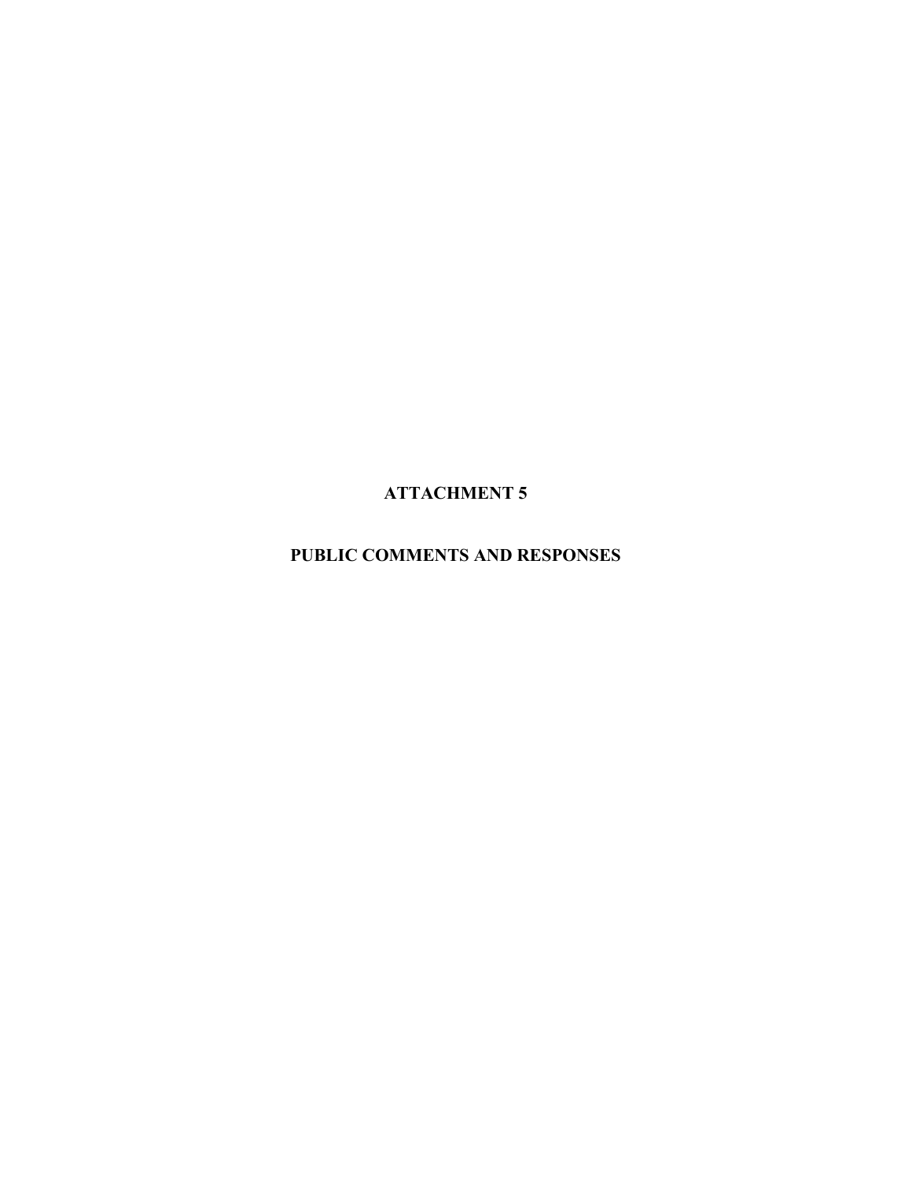# ATTACHMENT 5

# PUBLIC COMMENTS AND RESPONSES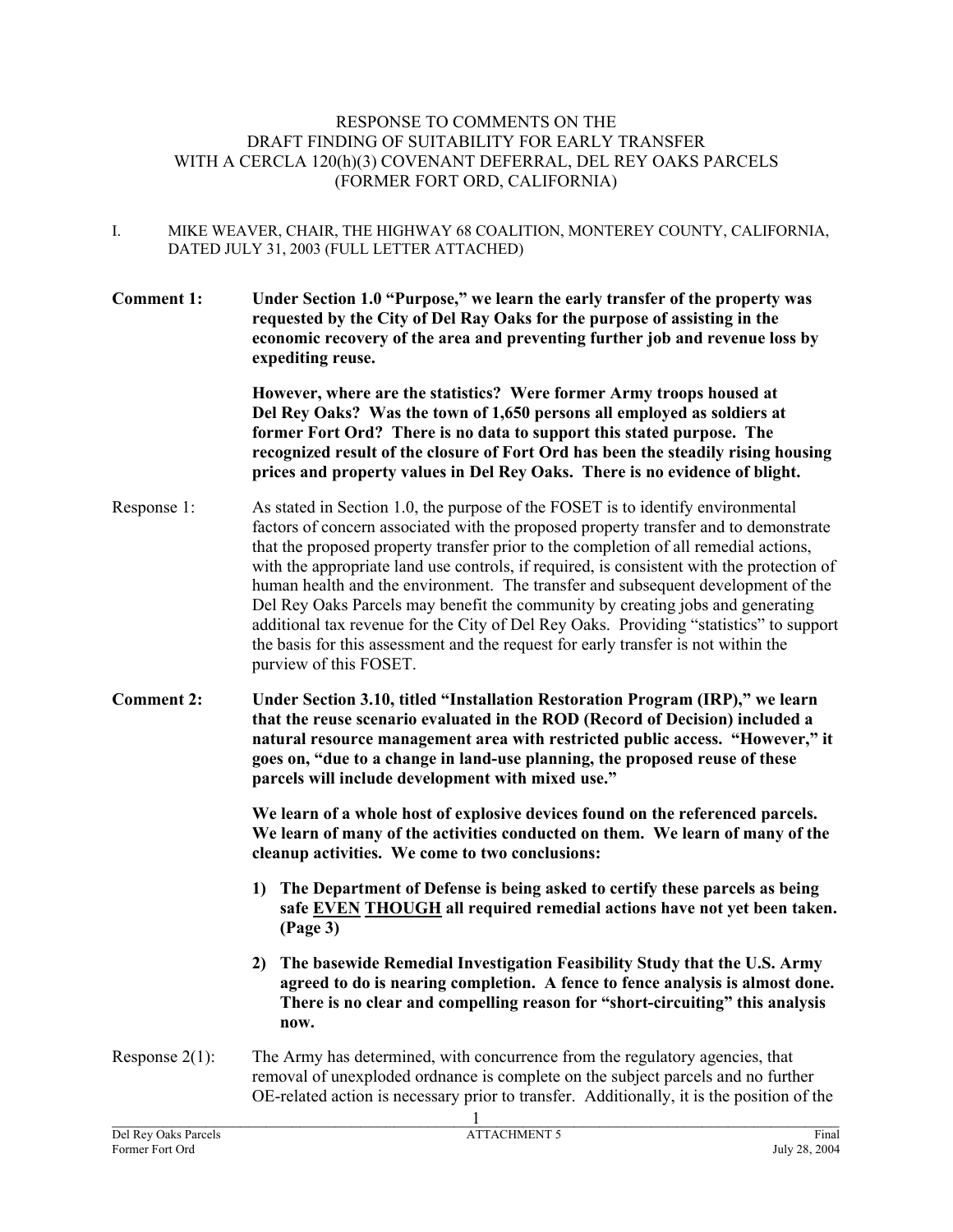# RESPONSE TO COMMENTS ON THE DRAFT FINDING OF SUITABILITY FOR EARLY TRANSFER WITH A CERCLA 120(h)(3) COVENANT DEFERRAL, DEL REY OAKS PARCELS (FORMER FORT ORD, CALIFORNIA)

I. MIKE WEAVER, CHAIR, THE HIGHWAY 68 COALITION, MONTEREY COUNTY, CALIFORNIA, DATED JULY 31, 2003 (FULL LETTER ATTACHED)

**Comment 1:** **Under Section 1.0 "Purpose," we learn the early transfer of the property was requested by the City of Del Ray Oaks for the purpose of assisting in the economic recovery of the area and preventing further job and revenue loss by expediting reuse.**

**However, where are the statistics? Were former Army troops housed at Del Rey Oaks? Was the town of 1,650 persons all employed as soldiers at former Fort Ord? There is no data to support this stated purpose. The recognized result of the closure of Fort Ord has been the steadily rising housing prices and property values in Del Rey Oaks. There is no evidence of blight.**

Response 1: As stated in Section 1.0, the purpose of the FOSET is to identify environmental factors of concern associated with the proposed property transfer and to demonstrate that the proposed property transfer prior to the completion of all remedial actions, with the appropriate land use controls, if required, is consistent with the protection of human health and the environment. The transfer and subsequent development of the Del Rey Oaks Parcels may benefit the community by creating jobs and generating additional tax revenue for the City of Del Rey Oaks. Providing "statistics" to support the basis for this assessment and the request for early transfer is not within the purview of this FOSET.

**Comment 2:** **Under Section 3.10, titled "Installation Restoration Program (IRP)," we learn that the reuse scenario evaluated in the ROD (Record of Decision) included a natural resource management area with restricted public access. "However," it goes on, "due to a change in land-use planning, the proposed reuse of these parcels will include development with mixed use."**

**We learn of a whole host of explosive devices found on the referenced parcels. We learn of many of the activities conducted on them. We learn of many of the cleanup activities. We come to two conclusions:**

1) **The Department of Defense is being asked to certify these parcels as being safe <u>EVEN</u> <u>THOUGH</u> all required remedial actions have not yet been taken. (Page 3)**

2) **The basewide Remedial Investigation Feasibility Study that the U.S. Army agreed to do is nearing completion. A fence to fence analysis is almost done. There is no clear and compelling reason for "short-circuiting" this analysis now.**

Response 2(1): The Army has determined, with concurrence from the regulatory agencies, that removal of unexploded ordnance is complete on the subject parcels and no further OE-related action is necessary prior to transfer. Additionally, it is the position of the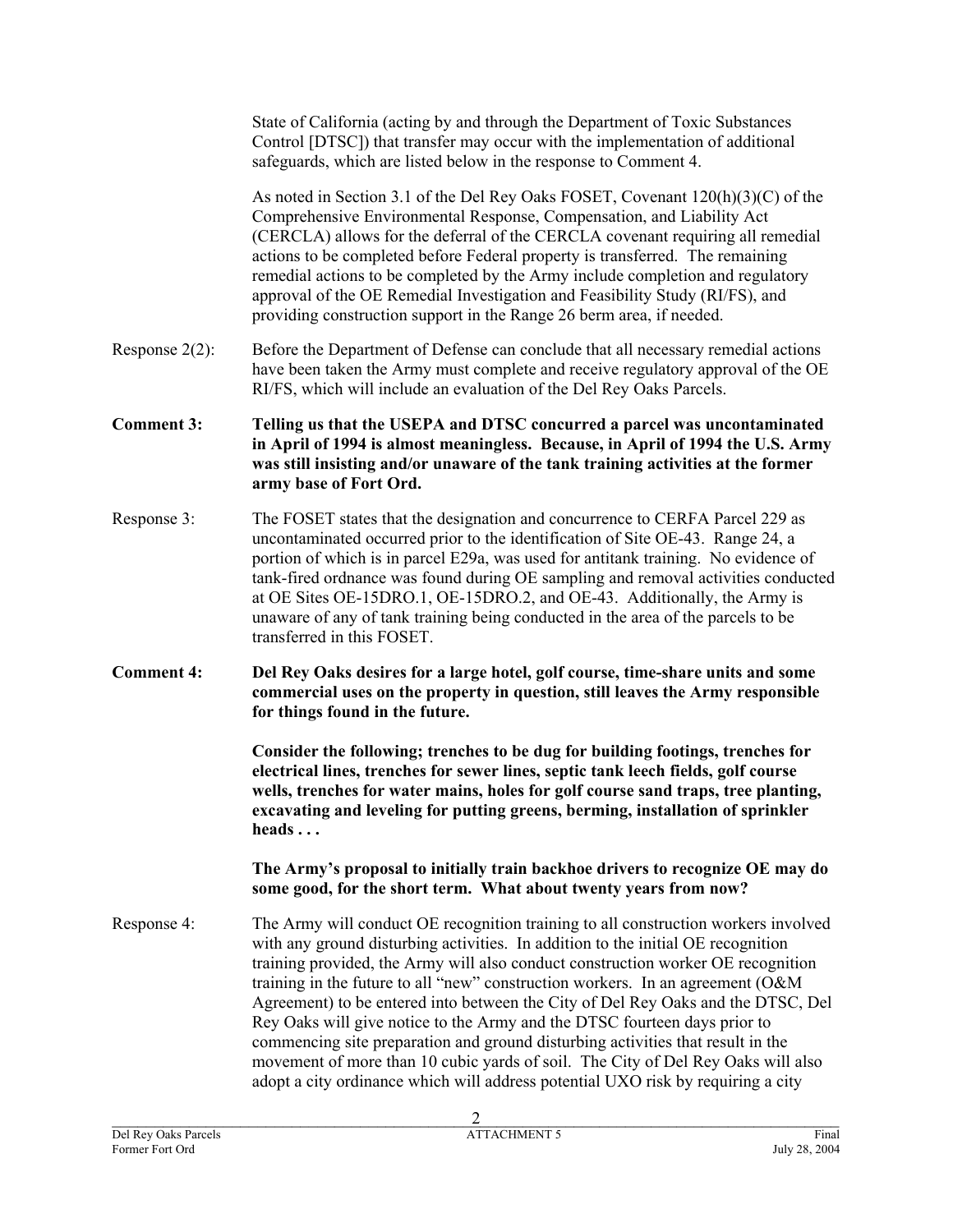State of California (acting by and through the Department of Toxic Substances Control [DTSC]) that transfer may occur with the implementation of additional safeguards, which are listed below in the response to Comment 4.

As noted in Section 3.1 of the Del Rey Oaks FOSET, Covenant 120(h)(3)(C) of the Comprehensive Environmental Response, Compensation, and Liability Act (CERCLA) allows for the deferral of the CERCLA covenant requiring all remedial actions to be completed before Federal property is transferred. The remaining remedial actions to be completed by the Army include completion and regulatory approval of the OE Remedial Investigation and Feasibility Study (RI/FS), and providing construction support in the Range 26 berm area, if needed.

Response 2(2): Before the Department of Defense can conclude that all necessary remedial actions have been taken the Army must complete and receive regulatory approval of the OE RI/FS, which will include an evaluation of the Del Rey Oaks Parcels.

**Comment 3: Telling us that the USEPA and DTSC concurred a parcel was uncontaminated in April of 1994 is almost meaningless. Because, in April of 1994 the U.S. Army was still insisting and/or unaware of the tank training activities at the former army base of Fort Ord.**

Response 3: The FOSET states that the designation and concurrence to CERFA Parcel 229 as uncontaminated occurred prior to the identification of Site OE-43. Range 24, a portion of which is in parcel E29a, was used for antitank training. No evidence of tank-fired ordnance was found during OE sampling and removal activities conducted at OE Sites OE-15DRO.1, OE-15DRO.2, and OE-43. Additionally, the Army is unaware of any of tank training being conducted in the area of the parcels to be transferred in this FOSET.

**Comment 4: Del Rey Oaks desires for a large hotel, golf course, time-share units and some commercial uses on the property in question, still leaves the Army responsible for things found in the future.**

**Consider the following; trenches to be dug for building footings, trenches for electrical lines, trenches for sewer lines, septic tank leech fields, golf course wells, trenches for water mains, holes for golf course sand traps, tree planting, excavating and leveling for putting greens, berming, installation of sprinkler heads . . .**

**The Army's proposal to initially train backhoe drivers to recognize OE may do some good, for the short term. What about twenty years from now?**

Response 4: The Army will conduct OE recognition training to all construction workers involved with any ground disturbing activities. In addition to the initial OE recognition training provided, the Army will also conduct construction worker OE recognition training in the future to all "new" construction workers. In an agreement (O&M Agreement) to be entered into between the City of Del Rey Oaks and the DTSC, Del Rey Oaks will give notice to the Army and the DTSC fourteen days prior to commencing site preparation and ground disturbing activities that result in the movement of more than 10 cubic yards of soil. The City of Del Rey Oaks will also adopt a city ordinance which will address potential UXO risk by requiring a city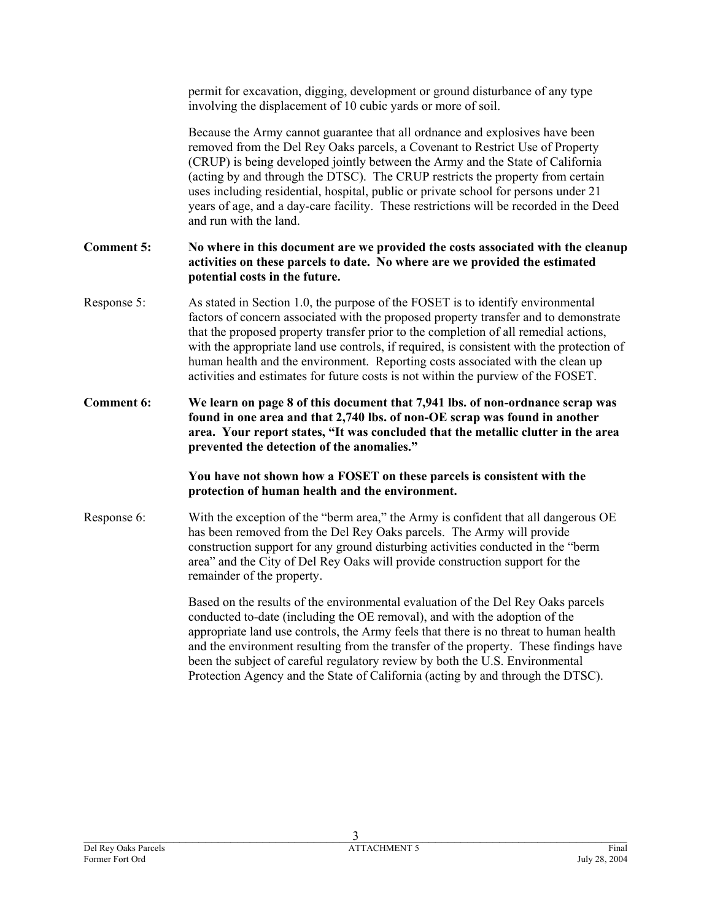permit for excavation, digging, development or ground disturbance of any type involving the displacement of 10 cubic yards or more of soil.

Because the Army cannot guarantee that all ordnance and explosives have been removed from the Del Rey Oaks parcels, a Covenant to Restrict Use of Property (CRUP) is being developed jointly between the Army and the State of California (acting by and through the DTSC). The CRUP restricts the property from certain uses including residential, hospital, public or private school for persons under 21 years of age, and a day-care facility. These restrictions will be recorded in the Deed and run with the land.

**Comment 5:** **No where in this document are we provided the costs associated with the cleanup activities on these parcels to date. No where are we provided the estimated potential costs in the future.**

Response 5: As stated in Section 1.0, the purpose of the FOSET is to identify environmental factors of concern associated with the proposed property transfer and to demonstrate that the proposed property transfer prior to the completion of all remedial actions, with the appropriate land use controls, if required, is consistent with the protection of human health and the environment. Reporting costs associated with the clean up activities and estimates for future costs is not within the purview of the FOSET.

**Comment 6:** **We learn on page 8 of this document that 7,941 lbs. of non-ordnance scrap was found in one area and that 2,740 lbs. of non-OE scrap was found in another area. Your report states, "It was concluded that the metallic clutter in the area prevented the detection of the anomalies."**

**You have not shown how a FOSET on these parcels is consistent with the protection of human health and the environment.**

Response 6: With the exception of the "berm area," the Army is confident that all dangerous OE has been removed from the Del Rey Oaks parcels. The Army will provide construction support for any ground disturbing activities conducted in the "berm area" and the City of Del Rey Oaks will provide construction support for the remainder of the property.

Based on the results of the environmental evaluation of the Del Rey Oaks parcels conducted to-date (including the OE removal), and with the adoption of the appropriate land use controls, the Army feels that there is no threat to human health and the environment resulting from the transfer of the property. These findings have been the subject of careful regulatory review by both the U.S. Environmental Protection Agency and the State of California (acting by and through the DTSC).